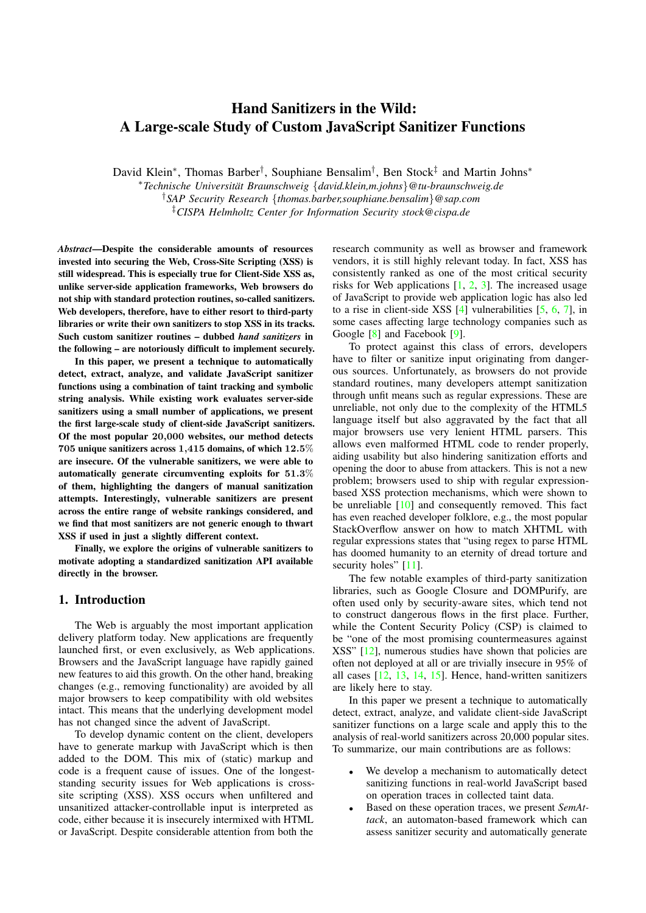# Hand Sanitizers in the Wild: A Large-scale Study of Custom JavaScript Sanitizer Functions

David Klein*, Thomas Barber†, Souphiane Bensalim†, Ben Stock‡ and Martin Johns*

*Technische Universität Braunschweig {david.klein,m.johns}@tu-braunschweig.de

†SAP Security Research {thomas.barber,souphiane.bensalim}@sap.com

‡CISPA Helmholtz Center for Information Security stock@cispa.de

***Abstract*—Despite the considerable amounts of resources invested into securing the Web, Cross-Site Scripting (XSS) is still widespread. This is especially true for Client-Side XSS as, unlike server-side application frameworks, Web browsers do not ship with standard protection routines, so-called sanitizers. Web developers, therefore, have to either resort to third-party libraries or write their own sanitizers to stop XSS in its tracks. Such custom sanitizer routines – dubbed *hand sanitizers* in the following – are notoriously difficult to implement securely.**

**In this paper, we present a technique to automatically detect, extract, analyze, and validate JavaScript sanitizer functions using a combination of taint tracking and symbolic string analysis. While existing work evaluates server-side sanitizers using a small number of applications, we present the first large-scale study of client-side JavaScript sanitizers. Of the most popular 20,000 websites, our method detects 705 unique sanitizers across 1,415 domains, of which 12.5% are insecure. Of the vulnerable sanitizers, we were able to automatically generate circumventing exploits for 51.3% of them, highlighting the dangers of manual sanitization attempts. Interestingly, vulnerable sanitizers are present across the entire range of website rankings considered, and we find that most sanitizers are not generic enough to thwart XSS if used in just a slightly different context.**

**Finally, we explore the origins of vulnerable sanitizers to motivate adopting a standardized sanitization API available directly in the browser.**

## 1. Introduction

The Web is arguably the most important application delivery platform today. New applications are frequently launched first, or even exclusively, as Web applications. Browsers and the JavaScript language have rapidly gained new features to aid this growth. On the other hand, breaking changes (e.g., removing functionality) are avoided by all major browsers to keep compatibility with old websites intact. This means that the underlying development model has not changed since the advent of JavaScript.

To develop dynamic content on the client, developers have to generate markup with JavaScript which is then added to the DOM. This mix of (static) markup and code is a frequent cause of issues. One of the longest-standing security issues for Web applications is cross-site scripting (XSS). XSS occurs when unfiltered and unsanitized attacker-controllable input is interpreted as code, either because it is insecurely intermixed with HTML or JavaScript. Despite considerable attention from both the research community as well as browser and framework vendors, it is still highly relevant today. In fact, XSS has consistently ranked as one of the most critical security risks for Web applications [1, 2, 3]. The increased usage of JavaScript to provide web application logic has also led to a rise in client-side XSS [4] vulnerabilities [5, 6, 7], in some cases affecting large technology companies such as Google [8] and Facebook [9].

To protect against this class of errors, developers have to filter or sanitize input originating from dangerous sources. Unfortunately, as browsers do not provide standard routines, many developers attempt sanitization through unfit means such as regular expressions. These are unreliable, not only due to the complexity of the HTML5 language itself but also aggravated by the fact that all major browsers use very lenient HTML parsers. This allows even malformed HTML code to render properly, aiding usability but also hindering sanitization efforts and opening the door to abuse from attackers. This is not a new problem; browsers used to ship with regular expression-based XSS protection mechanisms, which were shown to be unreliable [10] and consequently removed. This fact has even reached developer folklore, e.g., the most popular StackOverflow answer on how to match XHTML with regular expressions states that "using regex to parse HTML has doomed humanity to an eternity of dread torture and security holes" [11].

The few notable examples of third-party sanitization libraries, such as Google Closure and DOMPurify, are often used only by security-aware sites, which tend not to construct dangerous flows in the first place. Further, while the Content Security Policy (CSP) is claimed to be "one of the most promising countermeasures against XSS" [12], numerous studies have shown that policies are often not deployed at all or are trivially insecure in 95% of all cases [12, 13, 14, 15]. Hence, hand-written sanitizers are likely here to stay.

In this paper we present a technique to automatically detect, extract, analyze, and validate client-side JavaScript sanitizer functions on a large scale and apply this to the analysis of real-world sanitizers across 20,000 popular sites. To summarize, our main contributions are as follows:

- We develop a mechanism to automatically detect sanitizing functions in real-world JavaScript based on operation traces in collected taint data.
- Based on these operation traces, we present *SemAttack*, an automaton-based framework which can assess sanitizer security and automatically generate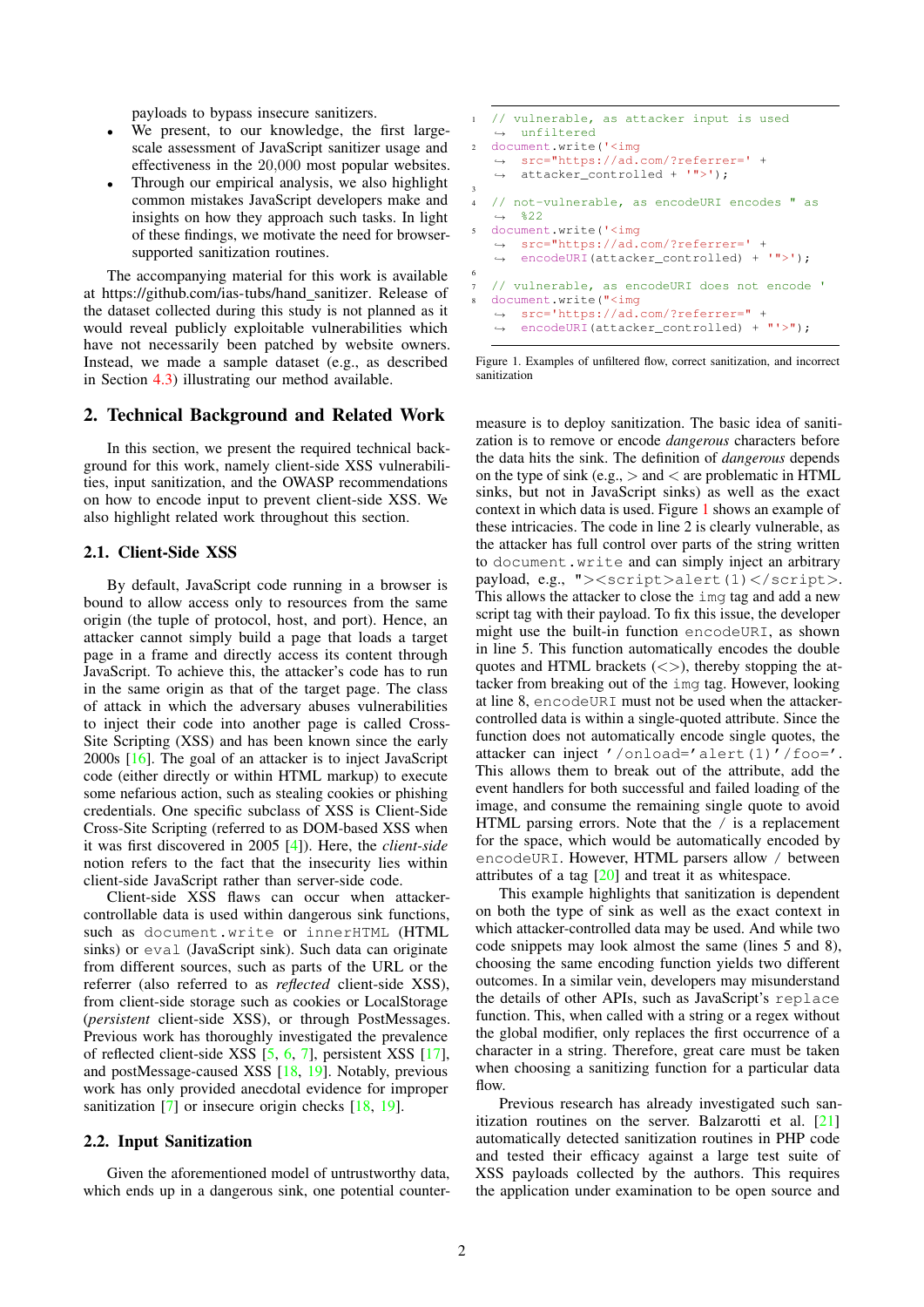payloads to bypass insecure sanitizers.

- We present, to our knowledge, the first large-scale assessment of JavaScript sanitizer usage and effectiveness in the 20,000 most popular websites.
- Through our empirical analysis, we also highlight common mistakes JavaScript developers make and insights on how they approach such tasks. In light of these findings, we motivate the need for browser-supported sanitization routines.

The accompanying material for this work is available at https://github.com/ias-tubs/hand_sanitizer. Release of the dataset collected during this study is not planned as it would reveal publicly exploitable vulnerabilities which have not necessarily been patched by website owners. Instead, we made a sample dataset (e.g., as described in Section 4.3) illustrating our method available.

## 2. Technical Background and Related Work

In this section, we present the required technical background for this work, namely client-side XSS vulnerabilities, input sanitization, and the OWASP recommendations on how to encode input to prevent client-side XSS. We also highlight related work throughout this section.

### 2.1. Client-Side XSS

By default, JavaScript code running in a browser is bound to allow access only to resources from the same origin (the tuple of protocol, host, and port). Hence, an attacker cannot simply build a page that loads a target page in a frame and directly access its content through JavaScript. To achieve this, the attacker's code has to run in the same origin as that of the target page. The class of attack in which the adversary abuses vulnerabilities to inject their code into another page is called Cross-Site Scripting (XSS) and has been known since the early 2000s [16]. The goal of an attacker is to inject JavaScript code (either directly or within HTML markup) to execute some nefarious action, such as stealing cookies or phishing credentials. One specific subclass of XSS is Client-Side Cross-Site Scripting (referred to as DOM-based XSS when it was first discovered in 2005 [4]). Here, the *client-side* notion refers to the fact that the insecurity lies within client-side JavaScript rather than server-side code.

Client-side XSS flaws can occur when attacker-controllable data is used within dangerous sink functions, such as `document.write` or `innerHTML` (HTML sinks) or `eval` (JavaScript sink). Such data can originate from different sources, such as parts of the URL or the referrer (also referred to as *reflected* client-side XSS), from client-side storage such as cookies or LocalStorage (*persistent* client-side XSS), or through PostMessages. Previous work has thoroughly investigated the prevalence of reflected client-side XSS [5, 6, 7], persistent XSS [17], and postMessage-caused XSS [18, 19]. Notably, previous work has only provided anecdotal evidence for improper sanitization [7] or insecure origin checks [18, 19].

### 2.2. Input Sanitization

Given the aforementioned model of untrustworthy data, which ends up in a dangerous sink, one potential counter-

```
1 // vulnerable, as attacker input is used
  ↪ unfiltered
2 document.write('<img
  ↪ src="https://ad.com/?referrer=' +
  ↪ attacker_controlled + '">');
3
4 // not-vulnerable, as encodeURI encodes " as
  ↪ %22
5 document.write('<img
  ↪ src="https://ad.com/?referrer=' +
  ↪ encodeURI(attacker_controlled) + '">');
6
7 // vulnerable, as encodeURI does not encode '
8 document.write("<img
  ↪ src='https://ad.com/?referrer=" +
  ↪ encodeURI(attacker_controlled) + "'>");
```

Figure 1. Examples of unfiltered flow, correct sanitization, and incorrect sanitization

measure is to deploy sanitization. The basic idea of sanitization is to remove or encode *dangerous* characters before the data hits the sink. The definition of *dangerous* depends on the type of sink (e.g., > and < are problematic in HTML sinks, but not in JavaScript sinks) as well as the exact context in which data is used. Figure 1 shows an example of these intricacies. The code in line 2 is clearly vulnerable, as the attacker has full control over parts of the string written to `document.write` and can simply inject an arbitrary payload, e.g., `"><script>alert(1)</script>`. This allows the attacker to close the `img` tag and add a new script tag with their payload. To fix this issue, the developer might use the built-in function `encodeURI`, as shown in line 5. This function automatically encodes the double quotes and HTML brackets (<>), thereby stopping the attacker from breaking out of the `img` tag. However, looking at line 8, `encodeURI` must not be used when the attacker-controlled data is within a single-quoted attribute. Since the function does not automatically encode single quotes, the attacker can inject `'/onload='alert(1)'/foo='`. This allows them to break out of the attribute, add the event handlers for both successful and failed loading of the image, and consume the remaining single quote to avoid HTML parsing errors. Note that the / is a replacement for the space, which would be automatically encoded by `encodeURI`. However, HTML parsers allow / between attributes of a tag [20] and treat it as whitespace.

This example highlights that sanitization is dependent on both the type of sink as well as the exact context in which attacker-controlled data may be used. And while two code snippets may look almost the same (lines 5 and 8), choosing the same encoding function yields two different outcomes. In a similar vein, developers may misunderstand the details of other APIs, such as JavaScript's `replace` function. This, when called with a string or a regex without the global modifier, only replaces the first occurrence of a character in a string. Therefore, great care must be taken when choosing a sanitizing function for a particular data flow.

Previous research has already investigated such sanitization routines on the server. Balzarotti et al. [21] automatically detected sanitization routines in PHP code and tested their efficacy against a large test suite of XSS payloads collected by the authors. This requires the application under examination to be open source and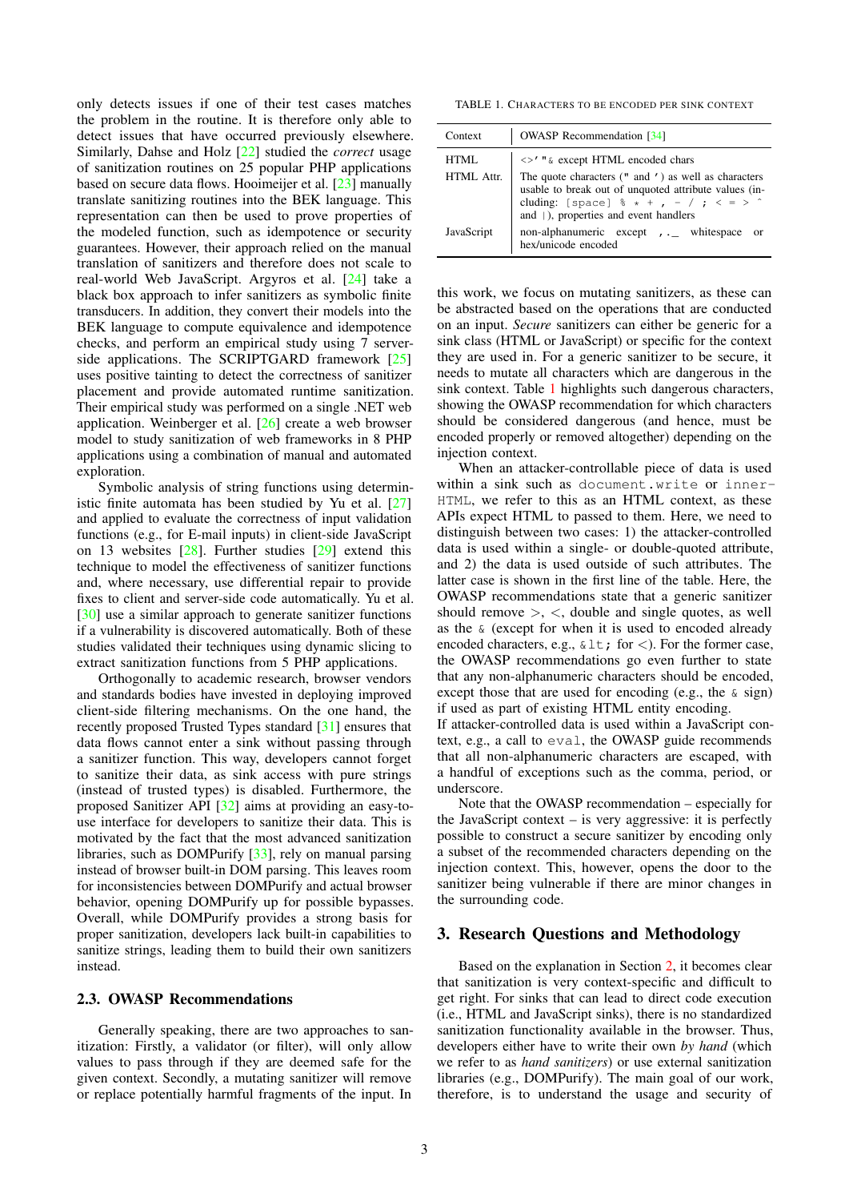only detects issues if one of their test cases matches the problem in the routine. It is therefore only able to detect issues that have occurred previously elsewhere. Similarly, Dahse and Holz [22] studied the *correct* usage of sanitization routines on 25 popular PHP applications based on secure data flows. Hooimeijer et al. [23] manually translate sanitizing routines into the BEK language. This representation can then be used to prove properties of the modeled function, such as idempotence or security guarantees. However, their approach relied on the manual translation of sanitizers and therefore does not scale to real-world Web JavaScript. Argyros et al. [24] take a black box approach to infer sanitizers as symbolic finite transducers. In addition, they convert their models into the BEK language to compute equivalence and idempotence checks, and perform an empirical study using 7 server-side applications. The SCRIPTGARD framework [25] uses positive tainting to detect the correctness of sanitizer placement and provide automated runtime sanitization. Their empirical study was performed on a single .NET web application. Weinberger et al. [26] create a web browser model to study sanitization of web frameworks in 8 PHP applications using a combination of manual and automated exploration.

Symbolic analysis of string functions using deterministic finite automata has been studied by Yu et al. [27] and applied to evaluate the correctness of input validation functions (e.g., for E-mail inputs) in client-side JavaScript on 13 websites [28]. Further studies [29] extend this technique to model the effectiveness of sanitizer functions and, where necessary, use differential repair to provide fixes to client and server-side code automatically. Yu et al. [30] use a similar approach to generate sanitizer functions if a vulnerability is discovered automatically. Both of these studies validated their techniques using dynamic slicing to extract sanitization functions from 5 PHP applications.

Orthogonally to academic research, browser vendors and standards bodies have invested in deploying improved client-side filtering mechanisms. On the one hand, the recently proposed Trusted Types standard [31] ensures that data flows cannot enter a sink without passing through a sanitizer function. This way, developers cannot forget to sanitize their data, as sink access with pure strings (instead of trusted types) is disabled. Furthermore, the proposed Sanitizer API [32] aims at providing an easy-to-use interface for developers to sanitize their data. This is motivated by the fact that the most advanced sanitization libraries, such as DOMPurify [33], rely on manual parsing instead of browser built-in DOM parsing. This leaves room for inconsistencies between DOMPurify and actual browser behavior, opening DOMPurify up for possible bypasses. Overall, while DOMPurify provides a strong basis for proper sanitization, developers lack built-in capabilities to sanitize strings, leading them to build their own sanitizers instead.

## 2.3. OWASP Recommendations

Generally speaking, there are two approaches to sanitization: Firstly, a validator (or filter), will only allow values to pass through if they are deemed safe for the given context. Secondly, a mutating sanitizer will remove or replace potentially harmful fragments of the input. In this work, we focus on mutating sanitizers, as these can be abstracted based on the operations that are conducted on an input. *Secure* sanitizers can either be generic for a sink class (HTML or JavaScript) or specific for the context they are used in. For a generic sanitizer to be secure, it needs to mutate all characters which are dangerous in the sink context. Table 1 highlights such dangerous characters, showing the OWASP recommendation for which characters should be considered dangerous (and hence, must be encoded properly or removed altogether) depending on the injection context.

TABLE 1. CHARACTERS TO BE ENCODED PER SINK CONTEXT

| Context | OWASP Recommendation [34] |
|---|---|
| HTML | `<>'"&` except HTML encoded chars |
| HTML Attr. | The quote characters (`"` and `'`) as well as characters usable to break out of unquoted attribute values (including: `[space] % * + , - / ; < = > ^` and `|`), properties and event handlers |
| JavaScript | non-alphanumeric except `, . _` whitespace or hex/unicode encoded |

When an attacker-controllable piece of data is used within a sink such as `document.write` or `innerHTML`, we refer to this as an HTML context, as these APIs expect HTML to passed to them. Here, we need to distinguish between two cases: 1) the attacker-controlled data is used within a single- or double-quoted attribute, and 2) the data is used outside of such attributes. The latter case is shown in the first line of the table. Here, the OWASP recommendations state that a generic sanitizer should remove >, <, double and single quotes, as well as the `&` (except for when it is used to encoded already encoded characters, e.g., `&lt;` for <). For the former case, the OWASP recommendations go even further to state that any non-alphanumeric characters should be encoded, except those that are used for encoding (e.g., the `&` sign) if used as part of existing HTML entity encoding.
If attacker-controlled data is used within a JavaScript context, e.g., a call to `eval`, the OWASP guide recommends that all non-alphanumeric characters are escaped, with a handful of exceptions such as the comma, period, or underscore.

Note that the OWASP recommendation – especially for the JavaScript context – is very aggressive: it is perfectly possible to construct a secure sanitizer by encoding only a subset of the recommended characters depending on the injection context. This, however, opens the door to the sanitizer being vulnerable if there are minor changes in the surrounding code.

# 3. Research Questions and Methodology

Based on the explanation in Section 2, it becomes clear that sanitization is very context-specific and difficult to get right. For sinks that can lead to direct code execution (i.e., HTML and JavaScript sinks), there is no standardized sanitization functionality available in the browser. Thus, developers either have to write their own *by hand* (which we refer to as *hand sanitizers*) or use external sanitization libraries (e.g., DOMPurify). The main goal of our work, therefore, is to understand the usage and security of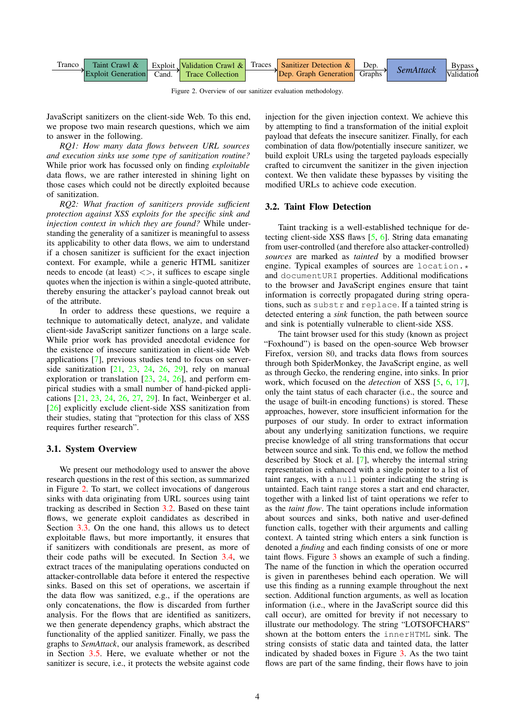Tranco → Taint Crawl & Exploit Generation → Exploit Cand. → Validation Crawl & Trace Collection → Traces → Sanitizer Detection & Dep. Graph Generation → Dep. Graphs → *SemAttack* → Bypass Validation

Figure 2. Overview of our sanitizer evaluation methodology.

JavaScript sanitizers on the client-side Web. To this end, we propose two main research questions, which we aim to answer in the following.

*RQ1: How many data flows between URL sources and execution sinks use some type of sanitization routine?* While prior work has focussed only on finding *exploitable* data flows, we are rather interested in shining light on those cases which could not be directly exploited because of sanitization.

*RQ2: What fraction of sanitizers provide sufficient protection against XSS exploits for the specific sink and injection context in which they are found?* While understanding the generality of a sanitizer is meaningful to assess its applicability to other data flows, we aim to understand if a chosen sanitizer is sufficient for the exact injection context. For example, while a generic HTML sanitizer needs to encode (at least) <>, it suffices to escape single quotes when the injection is within a single-quoted attribute, thereby ensuring the attacker's payload cannot break out of the attribute.

In order to address these questions, we require a technique to automatically detect, analyze, and validate client-side JavaScript sanitizer functions on a large scale. While prior work has provided anecdotal evidence for the existence of insecure sanitization in client-side Web applications [7], previous studies tend to focus on server-side sanitization [21, 23, 24, 26, 29], rely on manual exploration or translation [23, 24, 26], and perform empirical studies with a small number of hand-picked applications [21, 23, 24, 26, 27, 29]. In fact, Weinberger et al. [26] explicitly exclude client-side XSS sanitization from their studies, stating that "protection for this class of XSS requires further research".

## 3.1. System Overview

We present our methodology used to answer the above research questions in the rest of this section, as summarized in Figure 2. To start, we collect invocations of dangerous sinks with data originating from URL sources using taint tracking as described in Section 3.2. Based on these taint flows, we generate exploit candidates as described in Section 3.3. On the one hand, this allows us to detect exploitable flaws, but more importantly, it ensures that if sanitizers with conditionals are present, as more of their code paths will be executed. In Section 3.4, we extract traces of the manipulating operations conducted on attacker-controllable data before it entered the respective sinks. Based on this set of operations, we ascertain if the data flow was sanitized, e.g., if the operations are only concatenations, the flow is discarded from further analysis. For the flows that are identified as sanitizers, we then generate dependency graphs, which abstract the functionality of the applied sanitizer. Finally, we pass the graphs to *SemAttack*, our analysis framework, as described in Section 3.5. Here, we evaluate whether or not the sanitizer is secure, i.e., it protects the website against code injection for the given injection context. We achieve this by attempting to find a transformation of the initial exploit payload that defeats the insecure sanitizer. Finally, for each combination of data flow/potentially insecure sanitizer, we build exploit URLs using the targeted payloads especially crafted to circumvent the sanitizer in the given injection context. We then validate these bypasses by visiting the modified URLs to achieve code execution.

## 3.2. Taint Flow Detection

Taint tracking is a well-established technique for detecting client-side XSS flaws [5, 6]. String data emanating from user-controlled (and therefore also attacker-controlled) *sources* are marked as *tainted* by a modified browser engine. Typical examples of sources are `location.*` and `documentURI` properties. Additional modifications to the browser and JavaScript engines ensure that taint information is correctly propagated during string operations, such as `substr` and `replace`. If a tainted string is detected entering a *sink* function, the path between source and sink is potentially vulnerable to client-side XSS.

The taint browser used for this study (known as project "Foxhound") is based on the open-source Web browser Firefox, version 80, and tracks data flows from sources through both SpiderMonkey, the JavaScript engine, as well as through Gecko, the rendering engine, into sinks. In prior work, which focused on the *detection* of XSS [5, 6, 17], only the taint status of each character (i.e., the source and the usage of built-in encoding functions) is stored. These approaches, however, store insufficient information for the purposes of our study. In order to extract information about any underlying sanitization functions, we require precise knowledge of all string transformations that occur between source and sink. To this end, we follow the method described by Stock et al. [7], whereby the internal string representation is enhanced with a single pointer to a list of taint ranges, with a `null` pointer indicating the string is untainted. Each taint range stores a start and end character, together with a linked list of taint operations we refer to as the *taint flow*. The taint operations include information about sources and sinks, both native and user-defined function calls, together with their arguments and calling context. A tainted string which enters a sink function is denoted a *finding* and each finding consists of one or more taint flows. Figure 3 shows an example of such a finding. The name of the function in which the operation occurred is given in parentheses behind each operation. We will use this finding as a running example throughout the next section. Additional function arguments, as well as location information (i.e., where in the JavaScript source did this call occur), are omitted for brevity if not necessary to illustrate our methodology. The string "LOTSOFCHARS" shown at the bottom enters the `innerHTML` sink. The string consists of static data and tainted data, the latter indicated by shaded boxes in Figure 3. As the two taint flows are part of the same finding, their flows have to join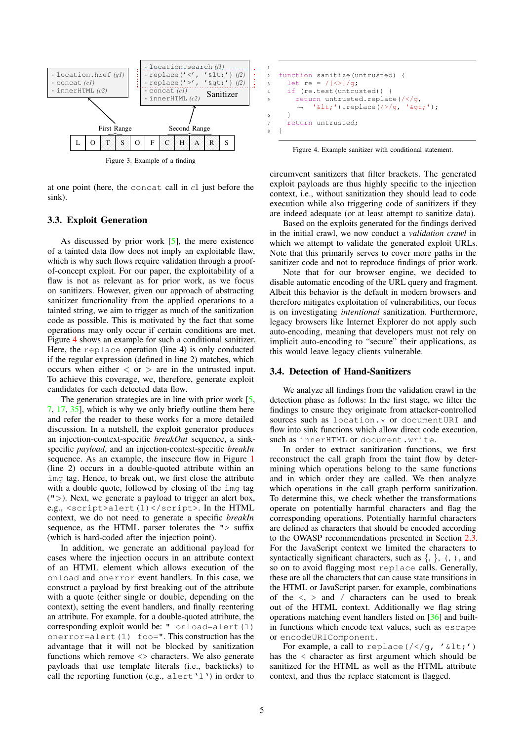Figure 3. Example of a finding

```
1
2  function sanitize(untrusted) {
3    let re = /[<>]/g;
4    if (re.test(untrusted)) {
5      return untrusted.replace(/</g,
       ↪  '&lt;').replace(/>/g, '&gt;');
6    }
7    return untrusted;
8  }
```

Figure 4. Example sanitizer with conditional statement.

at one point (here, the `concat` call in $c1$ just before the sink).

### 3.3. Exploit Generation

As discussed by prior work [5], the mere existence of a tainted data flow does not imply an exploitable flaw, which is why such flows require validation through a proof-of-concept exploit. For our paper, the exploitability of a flaw is not as relevant as for prior work, as we focus on sanitizers. However, given our approach of abstracting sanitizer functionality from the applied operations to a tainted string, we aim to trigger as much of the sanitization code as possible. This is motivated by the fact that some operations may only occur if certain conditions are met. Figure 4 shows an example for such a conditional sanitizer. Here, the `replace` operation (line 4) is only conducted if the regular expression (defined in line 2) matches, which occurs when either < or > are in the untrusted input. To achieve this coverage, we, therefore, generate exploit candidates for each detected data flow.

The generation strategies are in line with prior work [5, 7, 17, 35], which is why we only briefly outline them here and refer the reader to these works for a more detailed discussion. In a nutshell, the exploit generator produces an injection-context-specific *breakOut* sequence, a sink-specific *payload*, and an injection-context-specific *breakIn* sequence. As an example, the insecure flow in Figure 1 (line 2) occurs in a double-quoted attribute within an `img` tag. Hence, to break out, we first close the attribute with a double quote, followed by closing of the `img` tag (`">`). Next, we generate a payload to trigger an alert box, e.g., `<script>alert(1)</script>`. In the HTML context, we do not need to generate a specific *breakIn* sequence, as the HTML parser tolerates the `">` suffix (which is hard-coded after the injection point).

In addition, we generate an additional payload for cases where the injection occurs in an attribute context of an HTML element which allows execution of the `onload` and `onerror` event handlers. In this case, we construct a payload by first breaking out of the attribute with a quote (either single or double, depending on the context), setting the event handlers, and finally reentering an attribute. For example, for a double-quoted attribute, the corresponding exploit would be: `" onload=alert(1) onerror=alert(1) foo="`. This construction has the advantage that it will not be blocked by sanitization functions which remove <> characters. We also generate payloads that use template literals (i.e., backticks) to call the reporting function (e.g., `` alert`1` ``) in order to circumvent sanitizers that filter brackets. The generated exploit payloads are thus highly specific to the injection context, i.e., without sanitization they should lead to code execution while also triggering code of sanitizers if they are indeed adequate (or at least attempt to sanitize data).

Based on the exploits generated for the findings derived in the initial crawl, we now conduct a *validation crawl* in which we attempt to validate the generated exploit URLs. Note that this primarily serves to cover more paths in the sanitizer code and not to reproduce findings of prior work.

Note that for our browser engine, we decided to disable automatic encoding of the URL query and fragment. Albeit this behavior is the default in modern browsers and therefore mitigates exploitation of vulnerabilities, our focus is on investigating *intentional* sanitization. Furthermore, legacy browsers like Internet Explorer do not apply such auto-encoding, meaning that developers must not rely on implicit auto-encoding to "secure" their applications, as this would leave legacy clients vulnerable.

### 3.4. Detection of Hand-Sanitizers

We analyze all findings from the validation crawl in the detection phase as follows: In the first stage, we filter the findings to ensure they originate from attacker-controlled sources such as `location.*` or `documentURI` and flow into sink functions which allow direct code execution, such as `innerHTML` or `document.write`.

In order to extract sanitization functions, we first reconstruct the call graph from the taint flow by determining which operations belong to the same functions and in which order they are called. We then analyze which operations in the call graph perform sanitization. To determine this, we check whether the transformations operate on potentially harmful characters and flag the corresponding operations. Potentially harmful characters are defined as characters that should be encoded according to the OWASP recommendations presented in Section 2.3. For the JavaScript context we limited the characters to syntactically significant characters, such as {, }, (, ), and so on to avoid flagging most `replace` calls. Generally, these are all the characters that can cause state transitions in the HTML or JavaScript parser, for example, combinations of the <, > and / characters can be used to break out of the HTML context. Additionally we flag string operations matching event handlers listed on [36] and built-in functions which encode text values, such as `escape` or `encodeURIComponent`.

For example, a call to `replace(/</g, '&lt;')` has the < character as first argument which should be sanitized for the HTML as well as the HTML attribute context, and thus the replace statement is flagged.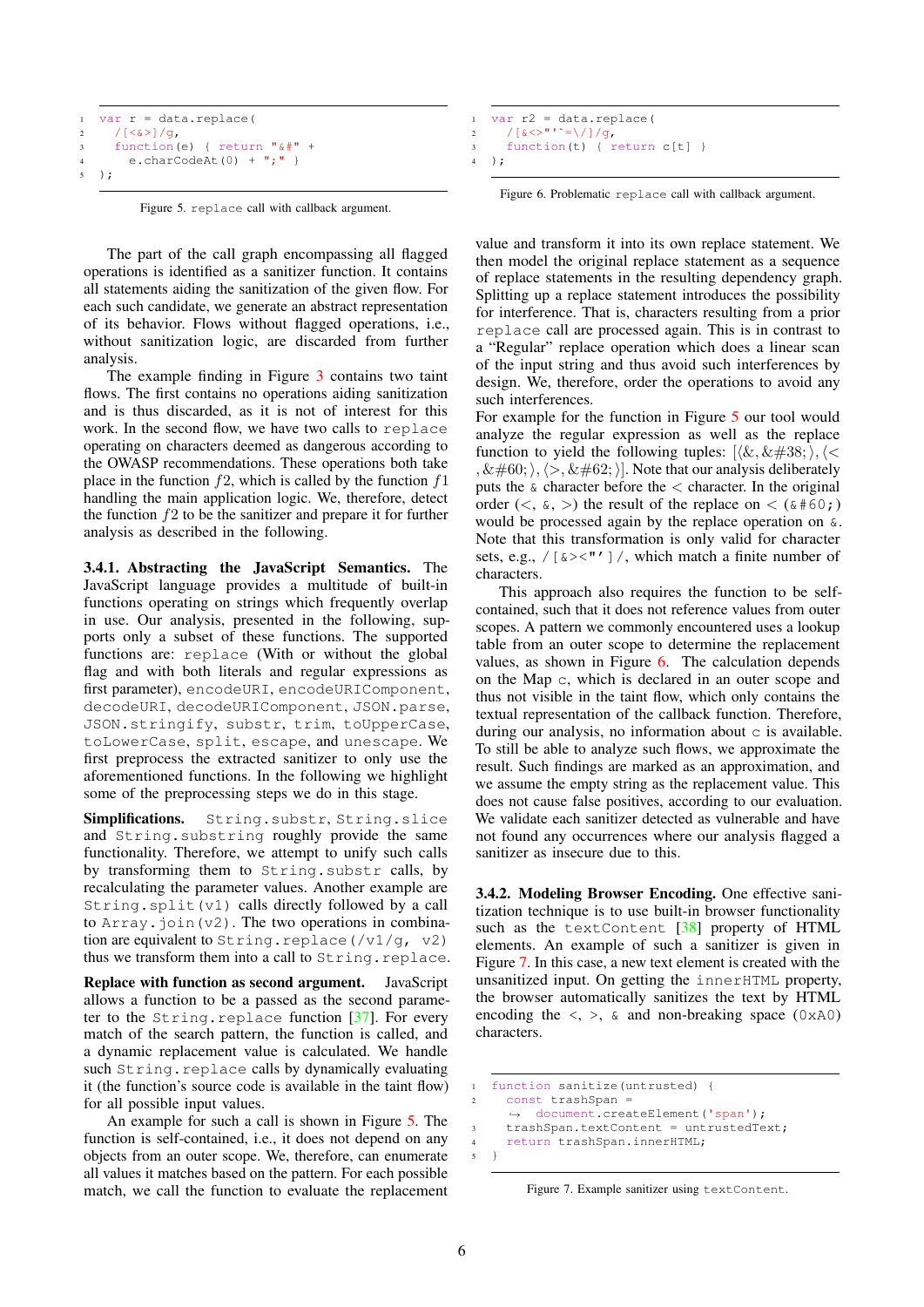```
var r = data.replace(
  /[<&>]/g,
  function(e) { return "&#" +
    e.charCodeAt(0) + ";" }
);
```

Figure 5. `replace` call with callback argument.

The part of the call graph encompassing all flagged operations is identified as a sanitizer function. It contains all statements aiding the sanitization of the given flow. For each such candidate, we generate an abstract representation of its behavior. Flows without flagged operations, i.e., without sanitization logic, are discarded from further analysis.

The example finding in Figure 3 contains two taint flows. The first contains no operations aiding sanitization and is thus discarded, as it is not of interest for this work. In the second flow, we have two calls to `replace` operating on characters deemed as dangerous according to the OWASP recommendations. These operations both take place in the function $f2$, which is called by the function $f1$ handling the main application logic. We, therefore, detect the function $f2$ to be the sanitizer and prepare it for further analysis as described in the following.

**3.4.1. Abstracting the JavaScript Semantics.** The JavaScript language provides a multitude of built-in functions operating on strings which frequently overlap in use. Our analysis, presented in the following, supports only a subset of these functions. The supported functions are: `replace` (With or without the global flag and with both literals and regular expressions as first parameter), `encodeURI`, `encodeURIComponent`, `decodeURI`, `decodeURIComponent`, `JSON.parse`, `JSON.stringify`, `substr`, `trim`, `toUpperCase`, `toLowerCase`, `split`, `escape`, and `unescape`. We first preprocess the extracted sanitizer to only use the aforementioned functions. In the following we highlight some of the preprocessing steps we do in this stage.

**Simplifications.** `String.substr`, `String.slice` and `String.substring` roughly provide the same functionality. Therefore, we attempt to unify such calls by transforming them to `String.substr` calls, by recalculating the parameter values. Another example are `String.split(v1)` calls directly followed by a call to `Array.join(v2)`. The two operations in combination are equivalent to `String.replace(/v1/g, v2)` thus we transform them into a call to `String.replace`.

**Replace with function as second argument.** JavaScript allows a function to be a passed as the second parameter to the `String.replace` function [37]. For every match of the search pattern, the function is called, and a dynamic replacement value is calculated. We handle such `String.replace` calls by dynamically evaluating it (the function's source code is available in the taint flow) for all possible input values.

An example for such a call is shown in Figure 5. The function is self-contained, i.e., it does not depend on any objects from an outer scope. We, therefore, can enumerate all values it matches based on the pattern. For each possible match, we call the function to evaluate the replacement value and transform it into its own replace statement. We then model the original replace statement as a sequence of replace statements in the resulting dependency graph. Splitting up a replace statement introduces the possibility for interference. That is, characters resulting from a prior `replace` call are processed again. This is in contrast to a "Regular" replace operation which does a linear scan of the input string and thus avoid such interferences by design. We, therefore, order the operations to avoid any such interferences.

For example for the function in Figure 5 our tool would analyze the regular expression as well as the replace function to yield the following tuples: [⟨&, &#38;⟩, ⟨<, &#60;⟩, ⟨>, &#62;⟩]. Note that our analysis deliberately puts the `&` character before the < character. In the original order (<, `&`, >) the result of the replace on < (`&#60;`) would be processed again by the replace operation on `&`. Note that this transformation is only valid for character sets, e.g., `/[&><"']/`, which match a finite number of characters.

This approach also requires the function to be self-contained, such that it does not reference values from outer scopes. A pattern we commonly encountered uses a lookup table from an outer scope to determine the replacement values, as shown in Figure 6. The calculation depends on the Map `c`, which is declared in an outer scope and thus not visible in the taint flow, which only contains the textual representation of the callback function. Therefore, during our analysis, no information about `c` is available. To still be able to analyze such flows, we approximate the result. Such findings are marked as an approximation, and we assume the empty string as the replacement value. This does not cause false positives, according to our evaluation. We validate each sanitizer detected as vulnerable and have not found any occurrences where our analysis flagged a sanitizer as insecure due to this.

```
var r2 = data.replace(
  /[&<>"'`=\/]/g,
  function(t) { return c[t] }
);
```

Figure 6. Problematic `replace` call with callback argument.

**3.4.2. Modeling Browser Encoding.** One effective sanitization technique is to use built-in browser functionality such as the `textContent` [38] property of HTML elements. An example of such a sanitizer is given in Figure 7. In this case, a new text element is created with the unsanitized input. On getting the `innerHTML` property, the browser automatically sanitizes the text by HTML encoding the <, >, `&` and non-breaking space (`0xA0`) characters.

```
function sanitize(untrusted) {
  const trashSpan =
    document.createElement('span');
  trashSpan.textContent = untrustedText;
  return trashSpan.innerHTML;
}
```

Figure 7. Example sanitizer using `textContent`.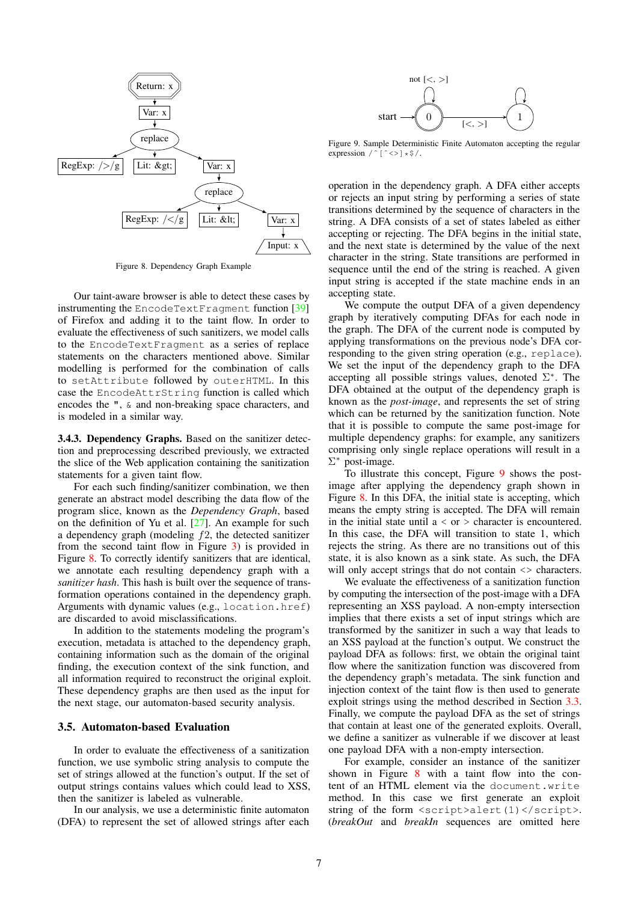Figure 8. Dependency Graph Example

Figure 9. Sample Deterministic Finite Automaton accepting the regular expression `/^[^<>]*$/`.

Our taint-aware browser is able to detect these cases by instrumenting the `EncodeTextFragment` function [39] of Firefox and adding it to the taint flow. In order to evaluate the effectiveness of such sanitizers, we model calls to the `EncodeTextFragment` as a series of replace statements on the characters mentioned above. Similar modelling is performed for the combination of calls to `setAttribute` followed by `outerHTML`. In this case the `EncodeAttrString` function is called which encodes the `"`, `&` and non-breaking space characters, and is modeled in a similar way.

**3.4.3. Dependency Graphs.** Based on the sanitizer detection and preprocessing described previously, we extracted the slice of the Web application containing the sanitization statements for a given taint flow.

For each such finding/sanitizer combination, we then generate an abstract model describing the data flow of the program slice, known as the *Dependency Graph*, based on the definition of Yu et al. [27]. An example for such a dependency graph (modeling $f2$, the detected sanitizer from the second taint flow in Figure 3) is provided in Figure 8. To correctly identify sanitizers that are identical, we annotate each resulting dependency graph with a *sanitizer hash*. This hash is built over the sequence of transformation operations contained in the dependency graph. Arguments with dynamic values (e.g., `location.href`) are discarded to avoid misclassifications.

In addition to the statements modeling the program's execution, metadata is attached to the dependency graph, containing information such as the domain of the original finding, the execution context of the sink function, and all information required to reconstruct the original exploit. These dependency graphs are then used as the input for the next stage, our automaton-based security analysis.

## 3.5. Automaton-based Evaluation

In order to evaluate the effectiveness of a sanitization function, we use symbolic string analysis to compute the set of strings allowed at the function's output. If the set of output strings contains values which could lead to XSS, then the sanitizer is labeled as vulnerable.

In our analysis, we use a deterministic finite automaton (DFA) to represent the set of allowed strings after each operation in the dependency graph. A DFA either accepts or rejects an input string by performing a series of state transitions determined by the sequence of characters in the string. A DFA consists of a set of states labeled as either accepting or rejecting. The DFA begins in the initial state, and the next state is determined by the value of the next character in the string. State transitions are performed in sequence until the end of the string is reached. A given input string is accepted if the state machine ends in an accepting state.

We compute the output DFA of a given dependency graph by iteratively computing DFAs for each node in the graph. The DFA of the current node is computed by applying transformations on the previous node's DFA corresponding to the given string operation (e.g., `replace`). We set the input of the dependency graph to the DFA accepting all possible strings values, denoted $\Sigma^*$. The DFA obtained at the output of the dependency graph is known as the *post-image*, and represents the set of string which can be returned by the sanitization function. Note that it is possible to compute the same post-image for multiple dependency graphs: for example, any sanitizers comprising only single replace operations will result in a $\Sigma^*$ post-image.

To illustrate this concept, Figure 9 shows the post-image after applying the dependency graph shown in Figure 8. In this DFA, the initial state is accepting, which means the empty string is accepted. The DFA will remain in the initial state until a < or > character is encountered. In this case, the DFA will transition to state 1, which rejects the string. As there are no transitions out of this state, it is also known as a sink state. As such, the DFA will only accept strings that do not contain <> characters.

We evaluate the effectiveness of a sanitization function by computing the intersection of the post-image with a DFA representing an XSS payload. A non-empty intersection implies that there exists a set of input strings which are transformed by the sanitizer in such a way that leads to an XSS payload at the function's output. We construct the payload DFA as follows: first, we obtain the original taint flow where the sanitization function was discovered from the dependency graph's metadata. The sink function and injection context of the taint flow is then used to generate exploit strings using the method described in Section 3.3. Finally, we compute the payload DFA as the set of strings that contain at least one of the generated exploits. Overall, we define a sanitizer as vulnerable if we discover at least one payload DFA with a non-empty intersection.

For example, consider an instance of the sanitizer shown in Figure 8 with a taint flow into the content of an HTML element via the `document.write` method. In this case we first generate an exploit string of the form `<script>alert(1)</script>`. (*breakOut* and *breakIn* sequences are omitted here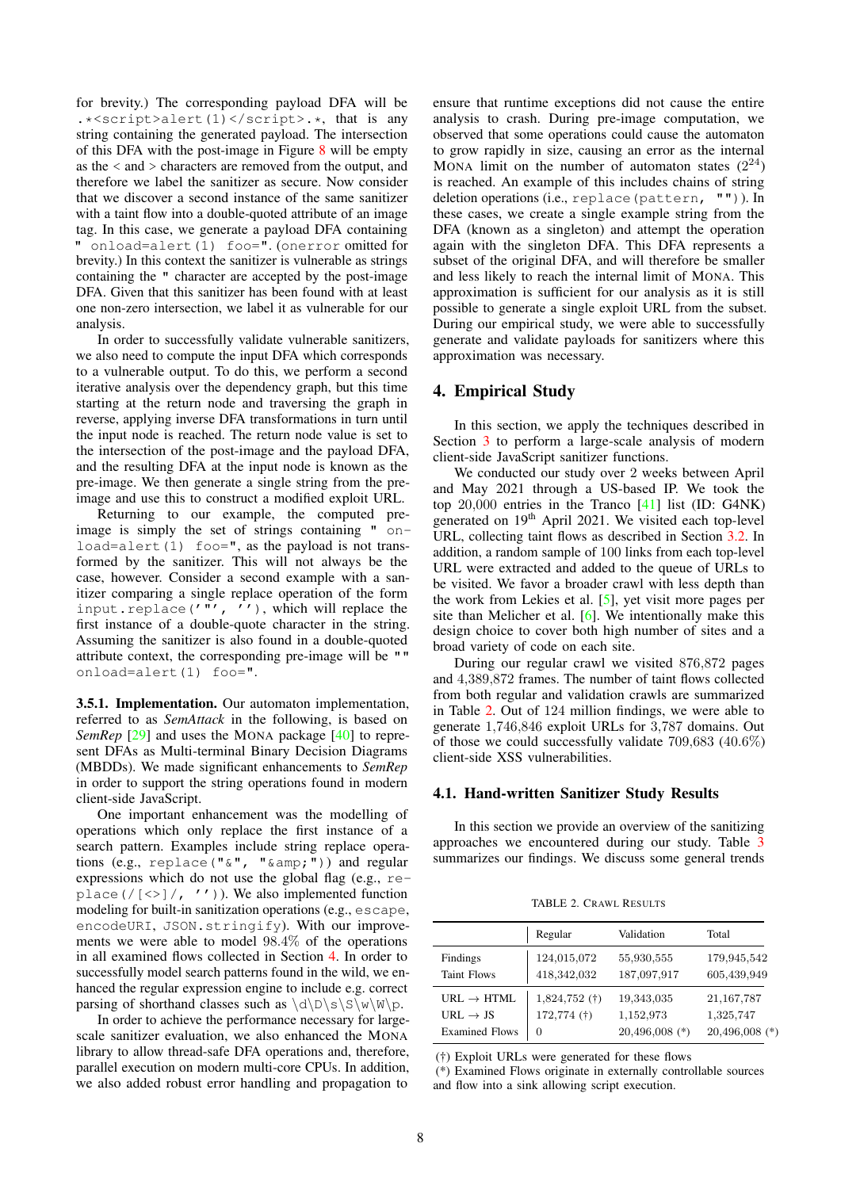for brevity.) The corresponding payload DFA will be `.*<script>alert(1)</script>.*`, that is any string containing the generated payload. The intersection of this DFA with the post-image in Figure 8 will be empty as the < and > characters are removed from the output, and therefore we label the sanitizer as secure. Now consider that we discover a second instance of the same sanitizer with a taint flow into a double-quoted attribute of an image tag. In this case, we generate a payload DFA containing `" onload=alert(1) foo="`. (`onerror` omitted for brevity.) In this context the sanitizer is vulnerable as strings containing the `"` character are accepted by the post-image DFA. Given that this sanitizer has been found with at least one non-zero intersection, we label it as vulnerable for our analysis.

In order to successfully validate vulnerable sanitizers, we also need to compute the input DFA which corresponds to a vulnerable output. To do this, we perform a second iterative analysis over the dependency graph, but this time starting at the return node and traversing the graph in reverse, applying inverse DFA transformations in turn until the input node is reached. The return node value is set to the intersection of the post-image and the payload DFA, and the resulting DFA at the input node is known as the pre-image. We then generate a single string from the pre-image and use this to construct a modified exploit URL.

Returning to our example, the computed pre-image is simply the set of strings containing `" onload=alert(1) foo="`, as the payload is not transformed by the sanitizer. This will not always be the case, however. Consider a second example with a sanitizer comparing a single replace operation of the form `input.replace('"', '')`, which will replace the first instance of a double-quote character in the string. Assuming the sanitizer is also found in a double-quoted attribute context, the corresponding pre-image will be `"" onload=alert(1) foo="`.

**3.5.1. Implementation.** Our automaton implementation, referred to as *SemAttack* in the following, is based on *SemRep* [29] and uses the MONA package [40] to represent DFAs as Multi-terminal Binary Decision Diagrams (MBDDs). We made significant enhancements to *SemRep* in order to support the string operations found in modern client-side JavaScript.

One important enhancement was the modelling of operations which only replace the first instance of a search pattern. Examples include string replace operations (e.g., `replace("&", "&amp;")`) and regular expressions which do not use the global flag (e.g., `replace(/[<>]/, '')`). We also implemented function modeling for built-in sanitization operations (e.g., `escape`, `encodeURI`, `JSON.stringify`). With our improvements we were able to model 98.4% of the operations in all examined flows collected in Section 4. In order to successfully model search patterns found in the wild, we enhanced the regular expression engine to include e.g. correct parsing of shorthand classes such as `\d\D\s\S\w\W\p`.

In order to achieve the performance necessary for large-scale sanitizer evaluation, we also enhanced the MONA library to allow thread-safe DFA operations and, therefore, parallel execution on modern multi-core CPUs. In addition, we also added robust error handling and propagation to ensure that runtime exceptions did not cause the entire analysis to crash. During pre-image computation, we observed that some operations could cause the automaton to grow rapidly in size, causing an error as the internal MONA limit on the number of automaton states ($2^{24}$) is reached. An example of this includes chains of string deletion operations (i.e., `replace(pattern, "")`). In these cases, we create a single example string from the DFA (known as a singleton) and attempt the operation again with the singleton DFA. This DFA represents a subset of the original DFA, and will therefore be smaller and less likely to reach the internal limit of MONA. This approximation is sufficient for our analysis as it is still possible to generate a single exploit URL from the subset. During our empirical study, we were able to successfully generate and validate payloads for sanitizers where this approximation was necessary.

## 4. Empirical Study

In this section, we apply the techniques described in Section 3 to perform a large-scale analysis of modern client-side JavaScript sanitizer functions.

We conducted our study over 2 weeks between April and May 2021 through a US-based IP. We took the top 20,000 entries in the Tranco [41] list (ID: G4NK) generated on 19th April 2021. We visited each top-level URL, collecting taint flows as described in Section 3.2. In addition, a random sample of 100 links from each top-level URL were extracted and added to the queue of URLs to be visited. We favor a broader crawl with less depth than the work from Lekies et al. [5], yet visit more pages per site than Melicher et al. [6]. We intentionally make this design choice to cover both high number of sites and a broad variety of code on each site.

During our regular crawl we visited 876,872 pages and 4,389,872 frames. The number of taint flows collected from both regular and validation crawls are summarized in Table 2. Out of 124 million findings, we were able to generate 1,746,846 exploit URLs for 3,787 domains. Out of those we could successfully validate 709,683 (40.6%) client-side XSS vulnerabilities.

### 4.1. Hand-written Sanitizer Study Results

In this section we provide an overview of the sanitizing approaches we encountered during our study. Table 3 summarizes our findings. We discuss some general trends

TABLE 2. CRAWL RESULTS

| | Regular | Validation | Total |
|---|---|---|---|
| Findings | 124,015,072 | 55,930,555 | 179,945,542 |
| Taint Flows | 418,342,032 | 187,097,917 | 605,439,949 |
| URL → HTML | 1,824,752 (†) | 19,343,035 | 21,167,787 |
| URL → JS | 172,774 (†) | 1,152,973 | 1,325,747 |
| Examined Flows | 0 | 20,496,008 (*) | 20,496,008 (*) |

(†) Exploit URLs were generated for these flows
(*) Examined Flows originate in externally controllable sources and flow into a sink allowing script execution.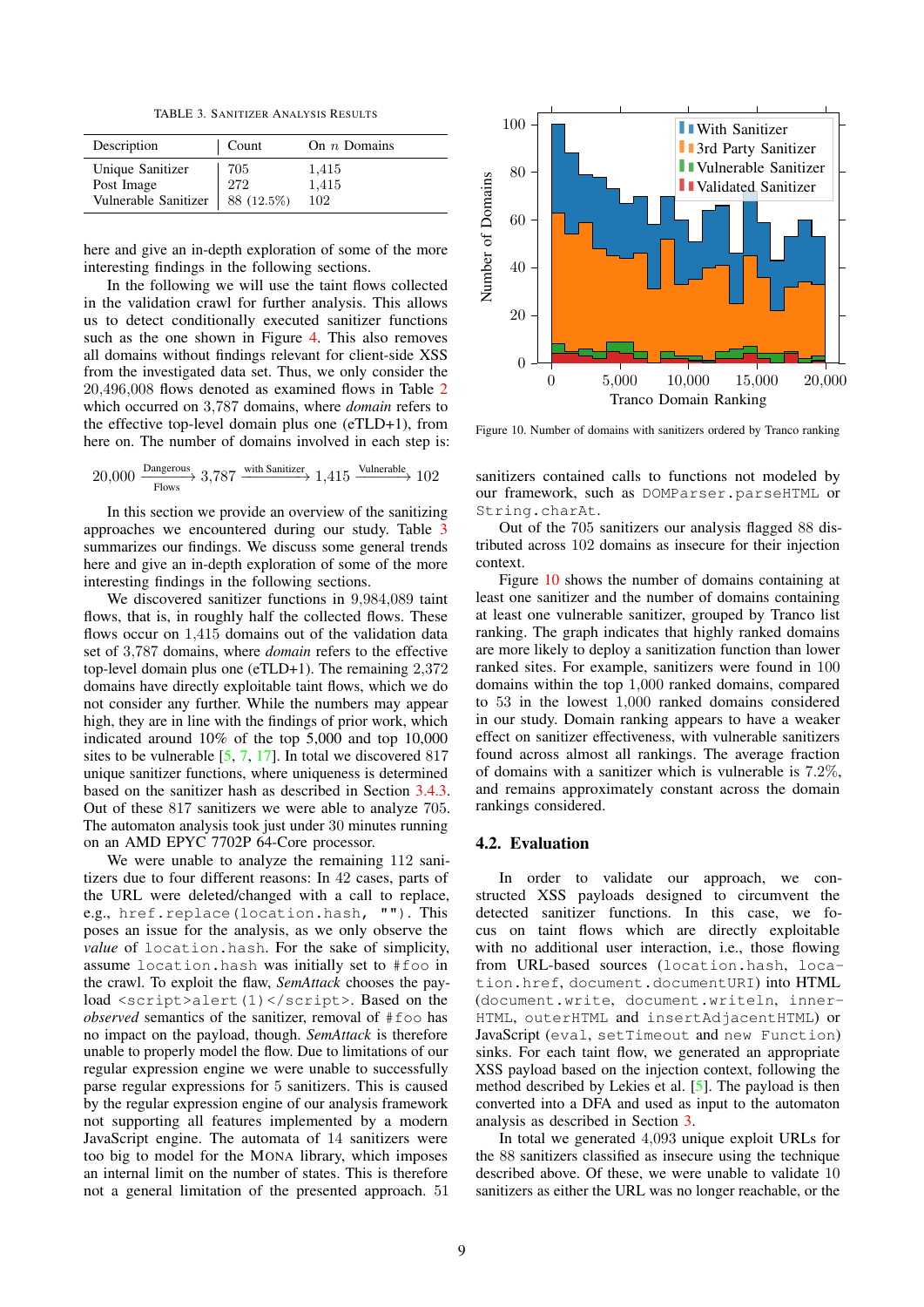TABLE 3. SANITIZER ANALYSIS RESULTS

| Description | Count | On $n$ Domains |
|---|---|---|
| Unique Sanitizer | 705 | 1,415 |
| Post Image | 272 | 1,415 |
| Vulnerable Sanitizer | 88 (12.5%) | 102 |

here and give an in-depth exploration of some of the more interesting findings in the following sections.

In the following we will use the taint flows collected in the validation crawl for further analysis. This allows us to detect conditionally executed sanitizer functions such as the one shown in Figure 4. This also removes all domains without findings relevant for client-side XSS from the investigated data set. Thus, we only consider the 20,496,008 flows denoted as examined flows in Table 2 which occurred on 3,787 domains, where *domain* refers to the effective top-level domain plus one (eTLD+1), from here on. The number of domains involved in each step is:

$$20{,}000 \xrightarrow[\text{Flows}]{\text{Dangerous}} 3{,}787 \xrightarrow{\text{with Sanitizer}} 1{,}415 \xrightarrow{\text{Vulnerable}} 102$$

In this section we provide an overview of the sanitizing approaches we encountered during our study. Table 3 summarizes our findings. We discuss some general trends here and give an in-depth exploration of some of the more interesting findings in the following sections.

We discovered sanitizer functions in 9,984,089 taint flows, that is, in roughly half the collected flows. These flows occur on 1,415 domains out of the validation data set of 3,787 domains, where *domain* refers to the effective top-level domain plus one (eTLD+1). The remaining 2,372 domains have directly exploitable taint flows, which we do not consider any further. While the numbers may appear high, they are in line with the findings of prior work, which indicated around 10% of the top 5,000 and top 10,000 sites to be vulnerable [5, 7, 17]. In total we discovered 817 unique sanitizer functions, where uniqueness is determined based on the sanitizer hash as described in Section 3.4.3. Out of these 817 sanitizers we were able to analyze 705. The automaton analysis took just under 30 minutes running on an AMD EPYC 7702P 64-Core processor.

We were unable to analyze the remaining 112 sanitizers due to four different reasons: In 42 cases, parts of the URL were deleted/changed with a call to replace, e.g., `href.replace(location.hash, "")`. This poses an issue for the analysis, as we only observe the *value* of `location.hash`. For the sake of simplicity, assume `location.hash` was initially set to `#foo` in the crawl. To exploit the flaw, *SemAttack* chooses the payload `<script>alert(1)</script>`. Based on the *observed* semantics of the sanitizer, removal of `#foo` has no impact on the payload, though. *SemAttack* is therefore unable to properly model the flow. Due to limitations of our regular expression engine we were unable to successfully parse regular expressions for 5 sanitizers. This is caused by the regular expression engine of our analysis framework not supporting all features implemented by a modern JavaScript engine. The automata of 14 sanitizers were too big to model for the MONA library, which imposes an internal limit on the number of states. This is therefore not a general limitation of the presented approach. 51 sanitizers contained calls to functions not modeled by our framework, such as `DOMParser.parseHTML` or `String.charAt`.

Out of the 705 sanitizers our analysis flagged 88 distributed across 102 domains as insecure for their injection context.

Figure 10. Number of domains with sanitizers ordered by Tranco ranking

Figure 10 shows the number of domains containing at least one sanitizer and the number of domains containing at least one vulnerable sanitizer, grouped by Tranco list ranking. The graph indicates that highly ranked domains are more likely to deploy a sanitization function than lower ranked sites. For example, sanitizers were found in 100 domains within the top 1,000 ranked domains, compared to 53 in the lowest 1,000 ranked domains considered in our study. Domain ranking appears to have a weaker effect on sanitizer effectiveness, with vulnerable sanitizers found across almost all rankings. The average fraction of domains with a sanitizer which is vulnerable is 7.2%, and remains approximately constant across the domain rankings considered.

### 4.2. Evaluation

In order to validate our approach, we constructed XSS payloads designed to circumvent the detected sanitizer functions. In this case, we focus on taint flows which are directly exploitable with no additional user interaction, i.e., those flowing from URL-based sources (`location.hash`, `location.href`, `document.documentURI`) into HTML (`document.write`, `document.writeln`, `innerHTML`, `outerHTML` and `insertAdjacentHTML`) or JavaScript (`eval`, `setTimeout` and `new Function`) sinks. For each taint flow, we generated an appropriate XSS payload based on the injection context, following the method described by Lekies et al. [5]. The payload is then converted into a DFA and used as input to the automaton analysis as described in Section 3.

In total we generated 4,093 unique exploit URLs for the 88 sanitizers classified as insecure using the technique described above. Of these, we were unable to validate 10 sanitizers as either the URL was no longer reachable, or the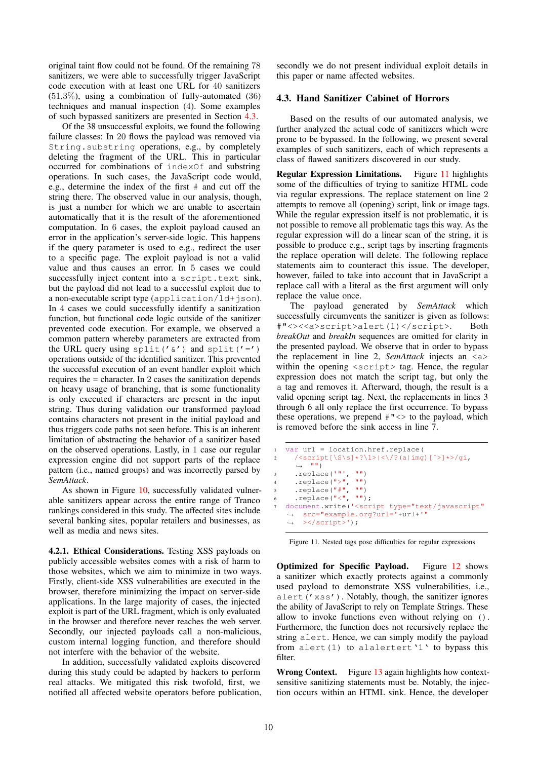original taint flow could not be found. Of the remaining 78 sanitizers, we were able to successfully trigger JavaScript code execution with at least one URL for 40 sanitizers (51.3%), using a combination of fully-automated (36) techniques and manual inspection (4). Some examples of such bypassed sanitizers are presented in Section 4.3.

Of the 38 unsuccessful exploits, we found the following failure classes: In 20 flows the payload was removed via `String.substring` operations, e.g., by completely deleting the fragment of the URL. This in particular occurred for combinations of `indexOf` and substring operations. In such cases, the JavaScript code would, e.g., determine the index of the first `#` and cut off the string there. The observed value in our analysis, though, is just a number for which we are unable to ascertain automatically that it is the result of the aforementioned computation. In 6 cases, the exploit payload caused an error in the application's server-side logic. This happens if the query parameter is used to e.g., redirect the user to a specific page. The exploit payload is not a valid value and thus causes an error. In 5 cases we could successfully inject content into a `script.text` sink, but the payload did not lead to a successful exploit due to a non-executable script type (`application/ld+json`). In 4 cases we could successfully identify a sanitization function, but functional code logic outside of the sanitizer prevented code execution. For example, we observed a common pattern whereby parameters are extracted from the URL query using `split('&')` and `split('=')` operations outside of the identified sanitizer. This prevented the successful execution of an event handler exploit which requires the = character. In 2 cases the sanitization depends on heavy usage of branching, that is some functionality is only executed if characters are present in the input string. Thus during validation our transformed payload contains characters not present in the initial payload and thus triggers code paths not seen before. This is an inherent limitation of abstracting the behavior of a sanitizer based on the observed operations. Lastly, in 1 case our regular expression engine did not support parts of the replace pattern (i.e., named groups) and was incorrectly parsed by *SemAttack*.

As shown in Figure 10, successfully validated vulnerable sanitizers appear across the entire range of Tranco rankings considered in this study. The affected sites include several banking sites, popular retailers and businesses, as well as media and news sites.

#### 4.2.1. Ethical Considerations.

Testing XSS payloads on publicly accessible websites comes with a risk of harm to those websites, which we aim to minimize in two ways. Firstly, client-side XSS vulnerabilities are executed in the browser, therefore minimizing the impact on server-side applications. In the large majority of cases, the injected exploit is part of the URL fragment, which is only evaluated in the browser and therefore never reaches the web server. Secondly, our injected payloads call a non-malicious, custom internal logging function, and therefore should not interfere with the behavior of the website.

In addition, successfully validated exploits discovered during this study could be adapted by hackers to perform real attacks. We mitigated this risk twofold, first, we notified all affected website operators before publication, secondly we do not present individual exploit details in this paper or name affected websites.

### 4.3. Hand Sanitizer Cabinet of Horrors

Based on the results of our automated analysis, we further analyzed the actual code of sanitizers which were prone to be bypassed. In the following, we present several examples of such sanitizers, each of which represents a class of flawed sanitizers discovered in our study.

**Regular Expression Limitations.** Figure 11 highlights some of the difficulties of trying to sanitize HTML code via regular expressions. The replace statement on line 2 attempts to remove all (opening) script, link or image tags. While the regular expression itself is not problematic, it is not possible to remove all problematic tags this way. As the regular expression will do a linear scan of the string, it is possible to produce e.g., script tags by inserting fragments the replace operation will delete. The following replace statements aim to counteract this issue. The developer, however, failed to take into account that in JavaScript a replace call with a literal as the first argument will only replace the value once.

The payload generated by *SemAttack* which successfully circumvents the sanitizer is given as follows: `#"<><<a>script>alert(1)</script>`. Both *breakOut* and *breakIn* sequences are omitted for clarity in the presented payload. We observe that in order to bypass the replacement in line 2, *SemAttack* injects an `<a>` within the opening `<script>` tag. Hence, the regular expression does not match the script tag, but only the `a` tag and removes it. Afterward, though, the result is a valid opening script tag. Next, the replacements in lines 3 through 6 all only replace the first occurrence. To bypass these operations, we prepend `#"<>` to the payload, which is removed before the sink access in line 7.

```
1  var url = location.href.replace(
2    /<script[\S\s]*?\1>|<\/?(a|img)[^>]*>/gi,
   ↪  "")
3    .replace('"', "")
4    .replace(">", "")
5    .replace("#", "")
6    .replace("<", "");
7  document.write('<script type="text/javascript"
   ↪  src="example.org?url='+url+'"
   ↪  ></script>');
```

Figure 11. Nested tags pose difficulties for regular expressions

**Optimized for Specific Payload.** Figure 12 shows a sanitizer which exactly protects against a commonly used payload to demonstrate XSS vulnerabilities, i.e., `alert('xss')`. Notably, though, the sanitizer ignores the ability of JavaScript to rely on Template Strings. These allow to invoke functions even without relying on `()`. Furthermore, the function does not recursively replace the string `alert`. Hence, we can simply modify the payload from `alert(1)` to ``alalertert`1` `` to bypass this filter.

**Wrong Context.** Figure 13 again highlights how context-sensitive sanitizing statements must be. Notably, the injection occurs within an HTML sink. Hence, the developer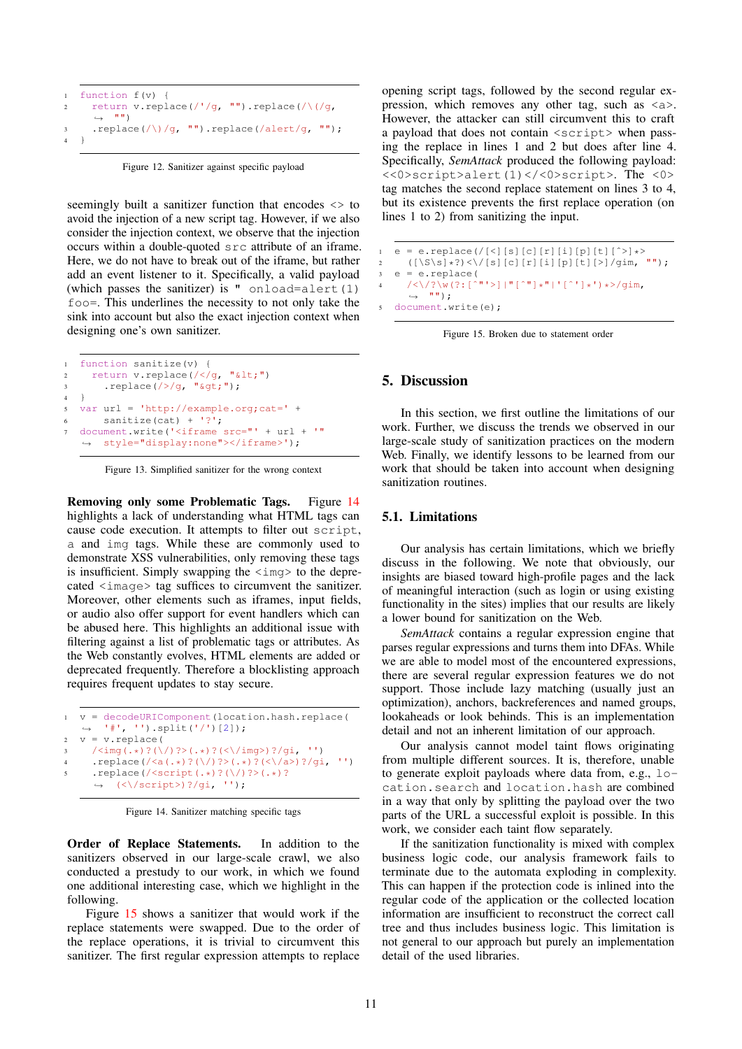```
function f(v) {
  return v.replace(/'/g, "").replace(/\(/g,
    "")
  .replace(/\)/g, "").replace(/alert/g, "");
}
```

Figure 12. Sanitizer against specific payload

seemingly built a sanitizer function that encodes <> to avoid the injection of a new script tag. However, if we also consider the injection context, we observe that the injection occurs within a double-quoted `src` attribute of an iframe. Here, we do not have to break out of the iframe, but rather add an event listener to it. Specifically, a valid payload (which passes the sanitizer) is `" onload=alert(1) foo=`. This underlines the necessity to not only take the sink into account but also the exact injection context when designing one's own sanitizer.

```
function sanitize(v) {
  return v.replace(/</g, "&lt;")
      .replace(/>/g, "&gt;");
}
var url = 'http://example.org;cat=' +
      sanitize(cat) + '?';
document.write('<iframe src="' + url + '"
  style="display:none"></iframe>');
```

Figure 13. Simplified sanitizer for the wrong context

**Removing only some Problematic Tags.** Figure 14 highlights a lack of understanding what HTML tags can cause code execution. It attempts to filter out `script`, `a` and `img` tags. While these are commonly used to demonstrate XSS vulnerabilities, only removing these tags is insufficient. Simply swapping the `<img>` to the deprecated `<image>` tag suffices to circumvent the sanitizer. Moreover, other elements such as iframes, input fields, or audio also offer support for event handlers which can be abused here. This highlights an additional issue with filtering against a list of problematic tags or attributes. As the Web constantly evolves, HTML elements are added or deprecated frequently. Therefore a blocklisting approach requires frequent updates to stay secure.

```
v = decodeURIComponent(location.hash.replace(
  '#', '').split('/')[2]);
v = v.replace(
  /<img(.*)?(\/)?>(.*)?(<\/img>)?/gi, '')
  .replace(/<a(.*)?(\/)?>(.*)?(<\/a>)?/gi, '')
  .replace(/<script(.*)?(\/)?>(.*)?
    (<\/script>)?/gi, '');
```

Figure 14. Sanitizer matching specific tags

**Order of Replace Statements.** In addition to the sanitizers observed in our large-scale crawl, we also conducted a prestudy to our work, in which we found one additional interesting case, which we highlight in the following.

Figure 15 shows a sanitizer that would work if the replace statements were swapped. Due to the order of the replace operations, it is trivial to circumvent this sanitizer. The first regular expression attempts to replace opening script tags, followed by the second regular expression, which removes any other tag, such as `<a>`. However, the attacker can still circumvent this to craft a payload that does not contain `<script>` when passing the replace in lines 1 and 2 but does after line 4. Specifically, *SemAttack* produced the following payload: `<<0>script>alert(1)</<0>script>`. The `<0>` tag matches the second replace statement on lines 3 to 4, but its existence prevents the first replace operation (on lines 1 to 2) from sanitizing the input.

```
e = e.replace(/[<][s][c][r][i][p][t][^>]*>
  ([\S\s]*?)<\/[s][c][r][i][p][t][>]/gim, "");
e = e.replace(
  /<\/?\w(?:[^"'>]|"[^"]*"|'[^']*')*>/gim,
    "");
document.write(e);
```

Figure 15. Broken due to statement order

## 5. Discussion

In this section, we first outline the limitations of our work. Further, we discuss the trends we observed in our large-scale study of sanitization practices on the modern Web. Finally, we identify lessons to be learned from our work that should be taken into account when designing sanitization routines.

### 5.1. Limitations

Our analysis has certain limitations, which we briefly discuss in the following. We note that obviously, our insights are biased toward high-profile pages and the lack of meaningful interaction (such as login or using existing functionality in the sites) implies that our results are likely a lower bound for sanitization on the Web.

*SemAttack* contains a regular expression engine that parses regular expressions and turns them into DFAs. While we are able to model most of the encountered expressions, there are several regular expression features we do not support. Those include lazy matching (usually just an optimization), anchors, backreferences and named groups, lookaheads or look behinds. This is an implementation detail and not an inherent limitation of our approach.

Our analysis cannot model taint flows originating from multiple different sources. It is, therefore, unable to generate exploit payloads where data from, e.g., `location.search` and `location.hash` are combined in a way that only by splitting the payload over the two parts of the URL a successful exploit is possible. In this work, we consider each taint flow separately.

If the sanitization functionality is mixed with complex business logic code, our analysis framework fails to terminate due to the automata exploding in complexity. This can happen if the protection code is inlined into the regular code of the application or the collected location information are insufficient to reconstruct the correct call tree and thus includes business logic. This limitation is not general to our approach but purely an implementation detail of the used libraries.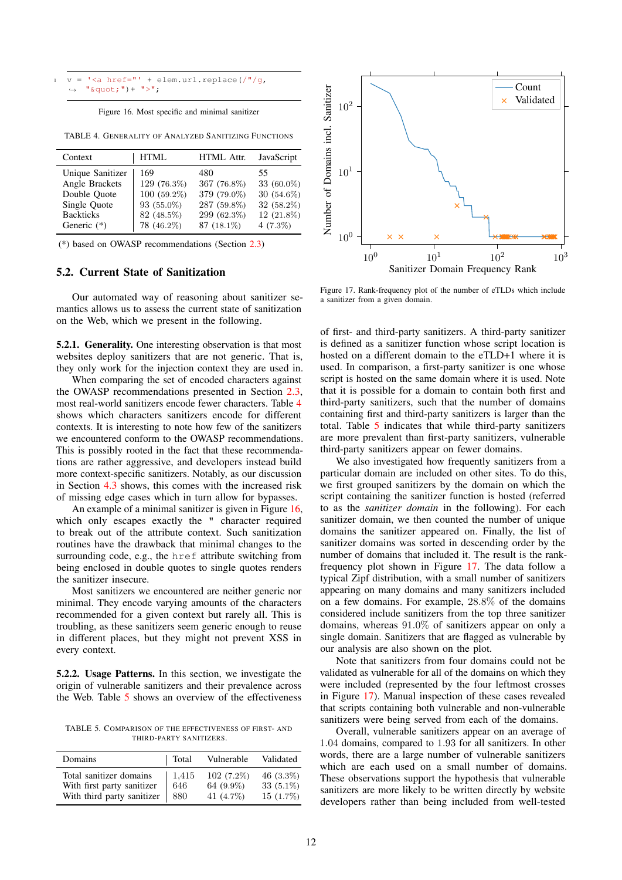```
v = '<a href="' + elem.url.replace(/"/g,
    "&quot;")+ '">';
```

Figure 16. Most specific and minimal sanitizer

TABLE 4. GENERALITY OF ANALYZED SANITIZING FUNCTIONS

| Context | HTML | HTML Attr. | JavaScript |
|---|---|---|---|
| Unique Sanitizer | 169 | 480 | 55 |
| Angle Brackets | 129 (76.3%) | 367 (76.8%) | 33 (60.0%) |
| Double Quote | 100 (59.2%) | 379 (79.0%) | 30 (54.6%) |
| Single Quote | 93 (55.0%) | 287 (59.8%) | 32 (58.2%) |
| Backticks | 82 (48.5%) | 299 (62.3%) | 12 (21.8%) |
| Generic (*) | 78 (46.2%) | 87 (18.1%) | 4 (7.3%) |

(*) based on OWASP recommendations (Section 2.3)

## 5.2. Current State of Sanitization

Our automated way of reasoning about sanitizer semantics allows us to assess the current state of sanitization on the Web, which we present in the following.

**5.2.1. Generality.** One interesting observation is that most websites deploy sanitizers that are not generic. That is, they only work for the injection context they are used in.

When comparing the set of encoded characters against the OWASP recommendations presented in Section 2.3, most real-world sanitizers encode fewer characters. Table 4 shows which characters sanitizers encode for different contexts. It is interesting to note how few of the sanitizers we encountered conform to the OWASP recommendations. This is possibly rooted in the fact that these recommendations are rather aggressive, and developers instead build more context-specific sanitizers. Notably, as our discussion in Section 4.3 shows, this comes with the increased risk of missing edge cases which in turn allow for bypasses.

An example of a minimal sanitizer is given in Figure 16, which only escapes exactly the " character required to break out of the attribute context. Such sanitization routines have the drawback that minimal changes to the surrounding code, e.g., the `href` attribute switching from being enclosed in double quotes to single quotes renders the sanitizer insecure.

Most sanitizers we encountered are neither generic nor minimal. They encode varying amounts of the characters recommended for a given context but rarely all. This is troubling, as these sanitizers seem generic enough to reuse in different places, but they might not prevent XSS in every context.

**5.2.2. Usage Patterns.** In this section, we investigate the origin of vulnerable sanitizers and their prevalence across the Web. Table 5 shows an overview of the effectiveness of first- and third-party sanitizers. A third-party sanitizer is defined as a sanitizer function whose script location is hosted on a different domain to the eTLD+1 where it is used. In comparison, a first-party sanitizer is one whose script is hosted on the same domain where it is used. Note that it is possible for a domain to contain both first and third-party sanitizers, such that the number of domains containing first and third-party sanitizers is larger than the total. Table 5 indicates that while third-party sanitizers are more prevalent than first-party sanitizers, vulnerable third-party sanitizers appear on fewer domains.

TABLE 5. COMPARISON OF THE EFFECTIVENESS OF FIRST- AND THIRD-PARTY SANITIZERS.

| Domains | Total | Vulnerable | Validated |
|---|---|---|---|
| Total sanitizer domains | 1,415 | 102 (7.2%) | 46 (3.3%) |
| With first party sanitizer | 646 | 64 (9.9%) | 33 (5.1%) |
| With third party sanitizer | 880 | 41 (4.7%) | 15 (1.7%) |

Figure 17. Rank-frequency plot of the number of eTLDs which include a sanitizer from a given domain.

We also investigated how frequently sanitizers from a particular domain are included on other sites. To do this, we first grouped sanitizers by the domain on which the script containing the sanitizer function is hosted (referred to as the *sanitizer domain* in the following). For each sanitizer domain, we then counted the number of unique domains the sanitizer appeared on. Finally, the list of sanitizer domains was sorted in descending order by the number of domains that included it. The result is the rank-frequency plot shown in Figure 17. The data follow a typical Zipf distribution, with a small number of sanitizers appearing on many domains and many sanitizers included on a few domains. For example, 28.8% of the domains considered include sanitizers from the top three sanitizer domains, whereas 91.0% of sanitizers appear on only a single domain. Sanitizers that are flagged as vulnerable by our analysis are also shown on the plot.

Note that sanitizers from four domains could not be validated as vulnerable for all of the domains on which they were included (represented by the four leftmost crosses in Figure 17). Manual inspection of these cases revealed that scripts containing both vulnerable and non-vulnerable sanitizers were being served from each of the domains.

Overall, vulnerable sanitizers appear on an average of 1.04 domains, compared to 1.93 for all sanitizers. In other words, there are a large number of vulnerable sanitizers which are each used on a small number of domains. These observations support the hypothesis that vulnerable sanitizers are more likely to be written directly by website developers rather than being included from well-tested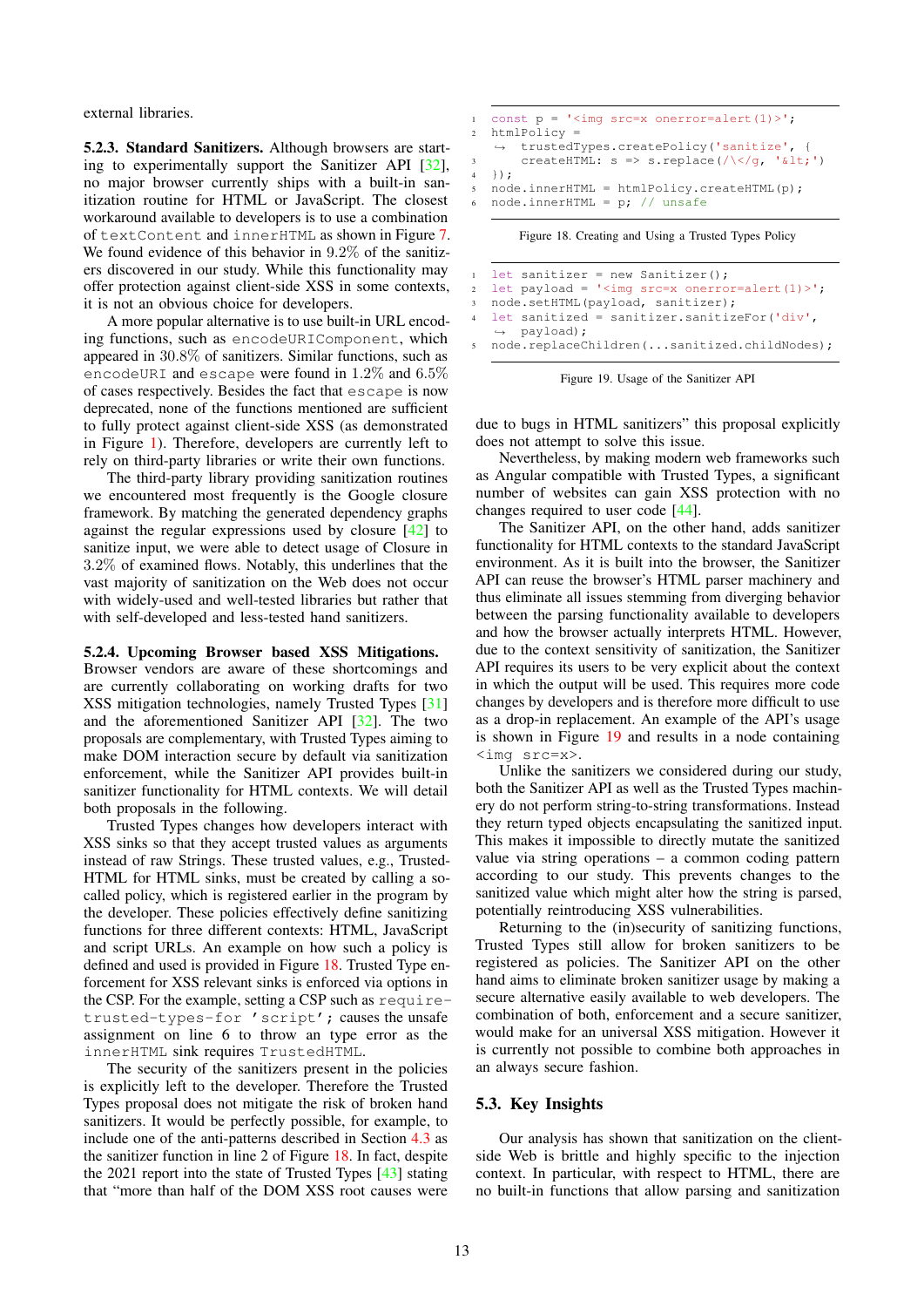external libraries.

**5.2.3. Standard Sanitizers.** Although browsers are starting to experimentally support the Sanitizer API [32], no major browser currently ships with a built-in sanitization routine for HTML or JavaScript. The closest workaround available to developers is to use a combination of `textContent` and `innerHTML` as shown in Figure 7. We found evidence of this behavior in 9.2% of the sanitizers discovered in our study. While this functionality may offer protection against client-side XSS in some contexts, it is not an obvious choice for developers.

A more popular alternative is to use built-in URL encoding functions, such as `encodeURIComponent`, which appeared in 30.8% of sanitizers. Similar functions, such as `encodeURI` and `escape` were found in 1.2% and 6.5% of cases respectively. Besides the fact that `escape` is now deprecated, none of the functions mentioned are sufficient to fully protect against client-side XSS (as demonstrated in Figure 1). Therefore, developers are currently left to rely on third-party libraries or write their own functions.

The third-party library providing sanitization routines we encountered most frequently is the Google closure framework. By matching the generated dependency graphs against the regular expressions used by closure [42] to sanitize input, we were able to detect usage of Closure in 3.2% of examined flows. Notably, this underlines that the vast majority of sanitization on the Web does not occur with widely-used and well-tested libraries but rather that with self-developed and less-tested hand sanitizers.

**5.2.4. Upcoming Browser based XSS Mitigations.** Browser vendors are aware of these shortcomings and are currently collaborating on working drafts for two XSS mitigation technologies, namely Trusted Types [31] and the aforementioned Sanitizer API [32]. The two proposals are complementary, with Trusted Types aiming to make DOM interaction secure by default via sanitization enforcement, while the Sanitizer API provides built-in sanitizer functionality for HTML contexts. We will detail both proposals in the following.

Trusted Types changes how developers interact with XSS sinks so that they accept trusted values as arguments instead of raw Strings. These trusted values, e.g., TrustedHTML for HTML sinks, must be created by calling a so-called policy, which is registered earlier in the program by the developer. These policies effectively define sanitizing functions for three different contexts: HTML, JavaScript and script URLs. An example on how such a policy is defined and used is provided in Figure 18. Trusted Type enforcement for XSS relevant sinks is enforced via options in the CSP. For the example, setting a CSP such as `require-trusted-types-for 'script';` causes the unsafe assignment on line 6 to throw an type error as the `innerHTML` sink requires `TrustedHTML`.

The security of the sanitizers present in the policies is explicitly left to the developer. Therefore the Trusted Types proposal does not mitigate the risk of broken hand sanitizers. It would be perfectly possible, for example, to include one of the anti-patterns described in Section 4.3 as the sanitizer function in line 2 of Figure 18. In fact, despite the 2021 report into the state of Trusted Types [43] stating that "more than half of the DOM XSS root causes were due to bugs in HTML sanitizers" this proposal explicitly does not attempt to solve this issue.

```
const p = '<img src=x onerror=alert(1)>';
htmlPolicy =
    trustedTypes.createPolicy('sanitize', {
    createHTML: s => s.replace(/\</g, '&lt;')
});
node.innerHTML = htmlPolicy.createHTML(p);
node.innerHTML = p; // unsafe
```

Figure 18. Creating and Using a Trusted Types Policy

```
let sanitizer = new Sanitizer();
let payload = '<img src=x onerror=alert(1)>';
node.setHTML(payload, sanitizer);
let sanitized = sanitizer.sanitizeFor('div',
    payload);
node.replaceChildren(...sanitized.childNodes);
```

Figure 19. Usage of the Sanitizer API

Nevertheless, by making modern web frameworks such as Angular compatible with Trusted Types, a significant number of websites can gain XSS protection with no changes required to user code [44].

The Sanitizer API, on the other hand, adds sanitizer functionality for HTML contexts to the standard JavaScript environment. As it is built into the browser, the Sanitizer API can reuse the browser's HTML parser machinery and thus eliminate all issues stemming from diverging behavior between the parsing functionality available to developers and how the browser actually interprets HTML. However, due to the context sensitivity of sanitization, the Sanitizer API requires its users to be very explicit about the context in which the output will be used. This requires more code changes by developers and is therefore more difficult to use as a drop-in replacement. An example of the API's usage is shown in Figure 19 and results in a node containing `<img src=x>`.

Unlike the sanitizers we considered during our study, both the Sanitizer API as well as the Trusted Types machinery do not perform string-to-string transformations. Instead they return typed objects encapsulating the sanitized input. This makes it impossible to directly mutate the sanitized value via string operations – a common coding pattern according to our study. This prevents changes to the sanitized value which might alter how the string is parsed, potentially reintroducing XSS vulnerabilities.

Returning to the (in)security of sanitizing functions, Trusted Types still allow for broken sanitizers to be registered as policies. The Sanitizer API on the other hand aims to eliminate broken sanitizer usage by making a secure alternative easily available to web developers. The combination of both, enforcement and a secure sanitizer, would make for an universal XSS mitigation. However it is currently not possible to combine both approaches in an always secure fashion.

## 5.3. Key Insights

Our analysis has shown that sanitization on the client-side Web is brittle and highly specific to the injection context. In particular, with respect to HTML, there are no built-in functions that allow parsing and sanitization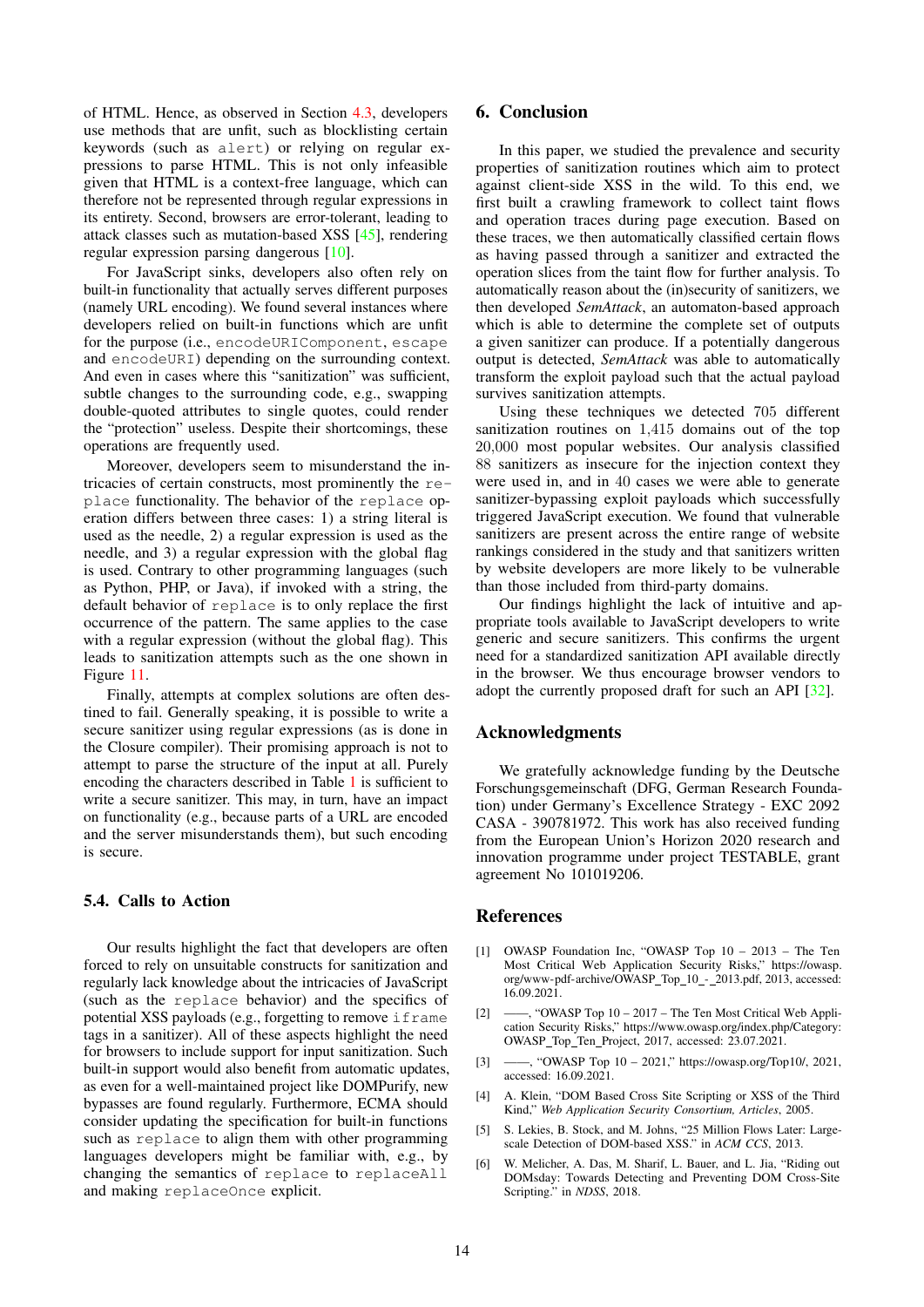of HTML. Hence, as observed in Section 4.3, developers use methods that are unfit, such as blocklisting certain keywords (such as `alert`) or relying on regular expressions to parse HTML. This is not only infeasible given that HTML is a context-free language, which can therefore not be represented through regular expressions in its entirety. Second, browsers are error-tolerant, leading to attack classes such as mutation-based XSS [45], rendering regular expression parsing dangerous [10].

For JavaScript sinks, developers also often rely on built-in functionality that actually serves different purposes (namely URL encoding). We found several instances where developers relied on built-in functions which are unfit for the purpose (i.e., `encodeURIComponent`, `escape` and `encodeURI`) depending on the surrounding context. And even in cases where this "sanitization" was sufficient, subtle changes to the surrounding code, e.g., swapping double-quoted attributes to single quotes, could render the "protection" useless. Despite their shortcomings, these operations are frequently used.

Moreover, developers seem to misunderstand the intricacies of certain constructs, most prominently the `replace` functionality. The behavior of the `replace` operation differs between three cases: 1) a string literal is used as the needle, 2) a regular expression is used as the needle, and 3) a regular expression with the global flag is used. Contrary to other programming languages (such as Python, PHP, or Java), if invoked with a string, the default behavior of `replace` is to only replace the first occurrence of the pattern. The same applies to the case with a regular expression (without the global flag). This leads to sanitization attempts such as the one shown in Figure 11.

Finally, attempts at complex solutions are often destined to fail. Generally speaking, it is possible to write a secure sanitizer using regular expressions (as is done in the Closure compiler). Their promising approach is not to attempt to parse the structure of the input at all. Purely encoding the characters described in Table 1 is sufficient to write a secure sanitizer. This may, in turn, have an impact on functionality (e.g., because parts of a URL are encoded and the server misunderstands them), but such encoding is secure.

### 5.4. Calls to Action

Our results highlight the fact that developers are often forced to rely on unsuitable constructs for sanitization and regularly lack knowledge about the intricacies of JavaScript (such as the `replace` behavior) and the specifics of potential XSS payloads (e.g., forgetting to remove `iframe` tags in a sanitizer). All of these aspects highlight the need for browsers to include support for input sanitization. Such built-in support would also benefit from automatic updates, as even for a well-maintained project like DOMPurify, new bypasses are found regularly. Furthermore, ECMA should consider updating the specification for built-in functions such as `replace` to align them with other programming languages developers might be familiar with, e.g., by changing the semantics of `replace` to `replaceAll` and making `replaceOnce` explicit.

## 6. Conclusion

In this paper, we studied the prevalence and security properties of sanitization routines which aim to protect against client-side XSS in the wild. To this end, we first built a crawling framework to collect taint flows and operation traces during page execution. Based on these traces, we then automatically classified certain flows as having passed through a sanitizer and extracted the operation slices from the taint flow for further analysis. To automatically reason about the (in)security of sanitizers, we then developed *SemAttack*, an automaton-based approach which is able to determine the complete set of outputs a given sanitizer can produce. If a potentially dangerous output is detected, *SemAttack* was able to automatically transform the exploit payload such that the actual payload survives sanitization attempts.

Using these techniques we detected 705 different sanitization routines on 1,415 domains out of the top 20,000 most popular websites. Our analysis classified 88 sanitizers as insecure for the injection context they were used in, and in 40 cases we were able to generate sanitizer-bypassing exploit payloads which successfully triggered JavaScript execution. We found that vulnerable sanitizers are present across the entire range of website rankings considered in the study and that sanitizers written by website developers are more likely to be vulnerable than those included from third-party domains.

Our findings highlight the lack of intuitive and appropriate tools available to JavaScript developers to write generic and secure sanitizers. This confirms the urgent need for a standardized sanitization API available directly in the browser. We thus encourage browser vendors to adopt the currently proposed draft for such an API [32].

## Acknowledgments

We gratefully acknowledge funding by the Deutsche Forschungsgemeinschaft (DFG, German Research Foundation) under Germany's Excellence Strategy - EXC 2092 CASA - 390781972. This work has also received funding from the European Union's Horizon 2020 research and innovation programme under project TESTABLE, grant agreement No 101019206.

## References

[1] OWASP Foundation Inc, "OWASP Top 10 – 2013 – The Ten Most Critical Web Application Security Risks," https://owasp.org/www-pdf-archive/OWASP_Top_10_-_2013.pdf, 2013, accessed: 16.09.2021.

[2] ——, "OWASP Top 10 – 2017 – The Ten Most Critical Web Application Security Risks," https://www.owasp.org/index.php/Category:OWASP_Top_Ten_Project, 2017, accessed: 23.07.2021.

[3] ——, "OWASP Top 10 – 2021," https://owasp.org/Top10/, 2021, accessed: 16.09.2021.

[4] A. Klein, "DOM Based Cross Site Scripting or XSS of the Third Kind," *Web Application Security Consortium, Articles*, 2005.

[5] S. Lekies, B. Stock, and M. Johns, "25 Million Flows Later: Large-scale Detection of DOM-based XSS." in *ACM CCS*, 2013.

[6] W. Melicher, A. Das, M. Sharif, L. Bauer, and L. Jia, "Riding out DOMsday: Towards Detecting and Preventing DOM Cross-Site Scripting." in *NDSS*, 2018.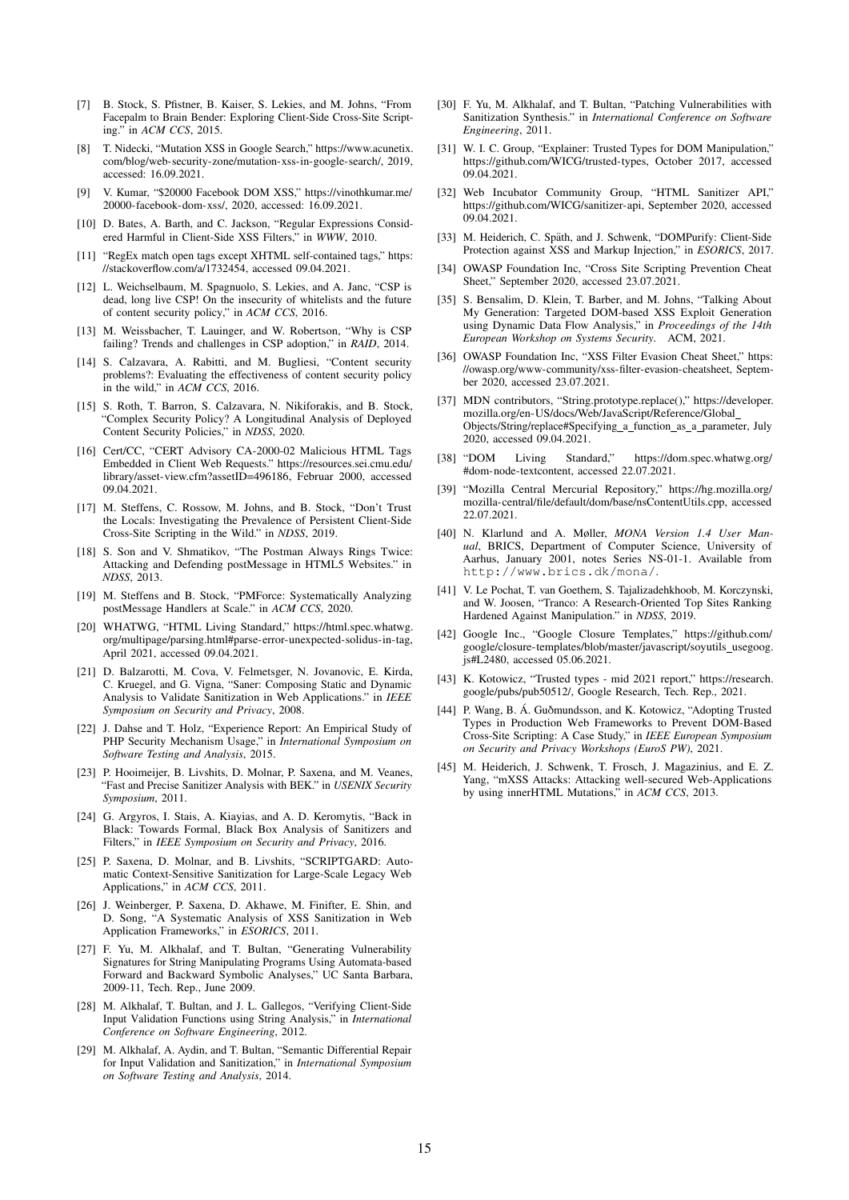[7] B. Stock, S. Pfistner, B. Kaiser, S. Lekies, and M. Johns, "From Facepalm to Brain Bender: Exploring Client-Side Cross-Site Scripting." in *ACM CCS*, 2015.

[8] T. Nidecki, "Mutation XSS in Google Search," https://www.acunetix.com/blog/web-security-zone/mutation-xss-in-google-search/, 2019, accessed: 16.09.2021.

[9] V. Kumar, "$20000 Facebook DOM XSS," https://vinothkumar.me/20000-facebook-dom-xss/, 2020, accessed: 16.09.2021.

[10] D. Bates, A. Barth, and C. Jackson, "Regular Expressions Considered Harmful in Client-Side XSS Filters," in *WWW*, 2010.

[11] "RegEx match open tags except XHTML self-contained tags," https://stackoverflow.com/a/1732454, accessed 09.04.2021.

[12] L. Weichselbaum, M. Spagnuolo, S. Lekies, and A. Janc, "CSP is dead, long live CSP! On the insecurity of whitelists and the future of content security policy," in *ACM CCS*, 2016.

[13] M. Weissbacher, T. Lauinger, and W. Robertson, "Why is CSP failing? Trends and challenges in CSP adoption," in *RAID*, 2014.

[14] S. Calzavara, A. Rabitti, and M. Bugliesi, "Content security problems?: Evaluating the effectiveness of content security policy in the wild," in *ACM CCS*, 2016.

[15] S. Roth, T. Barron, S. Calzavara, N. Nikiforakis, and B. Stock, "Complex Security Policy? A Longitudinal Analysis of Deployed Content Security Policies," in *NDSS*, 2020.

[16] Cert/CC, "CERT Advisory CA-2000-02 Malicious HTML Tags Embedded in Client Web Requests." https://resources.sei.cmu.edu/library/asset-view.cfm?assetID=496186, Februar 2000, accessed 09.04.2021.

[17] M. Steffens, C. Rossow, M. Johns, and B. Stock, "Don't Trust the Locals: Investigating the Prevalence of Persistent Client-Side Cross-Site Scripting in the Wild." in *NDSS*, 2019.

[18] S. Son and V. Shmatikov, "The Postman Always Rings Twice: Attacking and Defending postMessage in HTML5 Websites." in *NDSS*, 2013.

[19] M. Steffens and B. Stock, "PMForce: Systematically Analyzing postMessage Handlers at Scale." in *ACM CCS*, 2020.

[20] WHATWG, "HTML Living Standard," https://html.spec.whatwg.org/multipage/parsing.html#parse-error-unexpected-solidus-in-tag, April 2021, accessed 09.04.2021.

[21] D. Balzarotti, M. Cova, V. Felmetsger, N. Jovanovic, E. Kirda, C. Kruegel, and G. Vigna, "Saner: Composing Static and Dynamic Analysis to Validate Sanitization in Web Applications." in *IEEE Symposium on Security and Privacy*, 2008.

[22] J. Dahse and T. Holz, "Experience Report: An Empirical Study of PHP Security Mechanism Usage," in *International Symposium on Software Testing and Analysis*, 2015.

[23] P. Hooimeijer, B. Livshits, D. Molnar, P. Saxena, and M. Veanes, "Fast and Precise Sanitizer Analysis with BEK." in *USENIX Security Symposium*, 2011.

[24] G. Argyros, I. Stais, A. Kiayias, and A. D. Keromytis, "Back in Black: Towards Formal, Black Box Analysis of Sanitizers and Filters," in *IEEE Symposium on Security and Privacy*, 2016.

[25] P. Saxena, D. Molnar, and B. Livshits, "SCRIPTGARD: Automatic Context-Sensitive Sanitization for Large-Scale Legacy Web Applications," in *ACM CCS*, 2011.

[26] J. Weinberger, P. Saxena, D. Akhawe, M. Finifter, E. Shin, and D. Song, "A Systematic Analysis of XSS Sanitization in Web Application Frameworks," in *ESORICS*, 2011.

[27] F. Yu, M. Alkhalaf, and T. Bultan, "Generating Vulnerability Signatures for String Manipulating Programs Using Automata-based Forward and Backward Symbolic Analyses," UC Santa Barbara, 2009-11, Tech. Rep., June 2009.

[28] M. Alkhalaf, T. Bultan, and J. L. Gallegos, "Verifying Client-Side Input Validation Functions using String Analysis," in *International Conference on Software Engineering*, 2012.

[29] M. Alkhalaf, A. Aydin, and T. Bultan, "Semantic Differential Repair for Input Validation and Sanitization," in *International Symposium on Software Testing and Analysis*, 2014.

[30] F. Yu, M. Alkhalaf, and T. Bultan, "Patching Vulnerabilities with Sanitization Synthesis." in *International Conference on Software Engineering*, 2011.

[31] W. I. C. Group, "Explainer: Trusted Types for DOM Manipulation," https://github.com/WICG/trusted-types, October 2017, accessed 09.04.2021.

[32] Web Incubator Community Group, "HTML Sanitizer API," https://github.com/WICG/sanitizer-api, September 2020, accessed 09.04.2021.

[33] M. Heiderich, C. Späth, and J. Schwenk, "DOMPurify: Client-Side Protection against XSS and Markup Injection," in *ESORICS*, 2017.

[34] OWASP Foundation Inc, "Cross Site Scripting Prevention Cheat Sheet," September 2020, accessed 23.07.2021.

[35] S. Bensalim, D. Klein, T. Barber, and M. Johns, "Talking About My Generation: Targeted DOM-based XSS Exploit Generation using Dynamic Data Flow Analysis," in *Proceedings of the 14th European Workshop on Systems Security*. ACM, 2021.

[36] OWASP Foundation Inc, "XSS Filter Evasion Cheat Sheet," https://owasp.org/www-community/xss-filter-evasion-cheatsheet, September 2020, accessed 23.07.2021.

[37] MDN contributors, "String.prototype.replace()," https://developer.mozilla.org/en-US/docs/Web/JavaScript/Reference/Global_Objects/String/replace#Specifying_a_function_as_a_parameter, July 2020, accessed 09.04.2021.

[38] "DOM Living Standard," https://dom.spec.whatwg.org/#dom-node-textcontent, accessed 22.07.2021.

[39] "Mozilla Central Mercurial Repository," https://hg.mozilla.org/mozilla-central/file/default/dom/base/nsContentUtils.cpp, accessed 22.07.2021.

[40] N. Klarlund and A. Møller, *MONA Version 1.4 User Manual*, BRICS, Department of Computer Science, University of Aarhus, January 2001, notes Series NS-01-1. Available from http://www.brics.dk/mona/.

[41] V. Le Pochat, T. van Goethem, S. Tajalizadehkhoob, M. Korczynski, and W. Joosen, "Tranco: A Research-Oriented Top Sites Ranking Hardened Against Manipulation." in *NDSS*, 2019.

[42] Google Inc., "Google Closure Templates," https://github.com/google/closure-templates/blob/master/javascript/soyutils_usegoog.js#L2480, accessed 05.06.2021.

[43] K. Kotowicz, "Trusted types - mid 2021 report," https://research.google/pubs/pub50512/, Google Research, Tech. Rep., 2021.

[44] P. Wang, B. Á. Guðmundsson, and K. Kotowicz, "Adopting Trusted Types in Production Web Frameworks to Prevent DOM-Based Cross-Site Scripting: A Case Study," in *IEEE European Symposium on Security and Privacy Workshops (EuroS PW)*, 2021.

[45] M. Heiderich, J. Schwenk, T. Frosch, J. Magazinius, and E. Z. Yang, "mXSS Attacks: Attacking well-secured Web-Applications by using innerHTML Mutations," in *ACM CCS*, 2013.